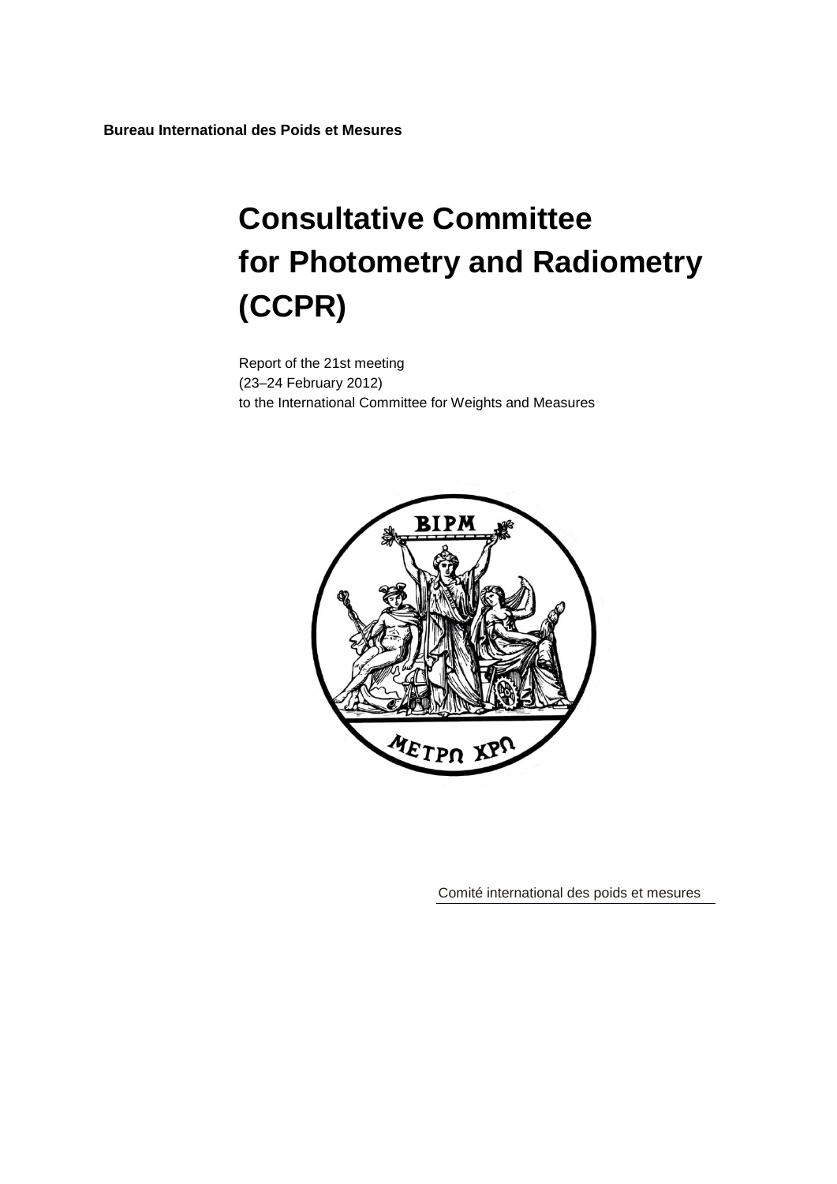**Bureau International des Poids et Mesures**

# Consultative Committee for Photometry and Radiometry (CCPR)

Report of the 21st meeting
(23–24 February 2012)
to the International Committee for Weights and Measures

Comité international des poids et mesures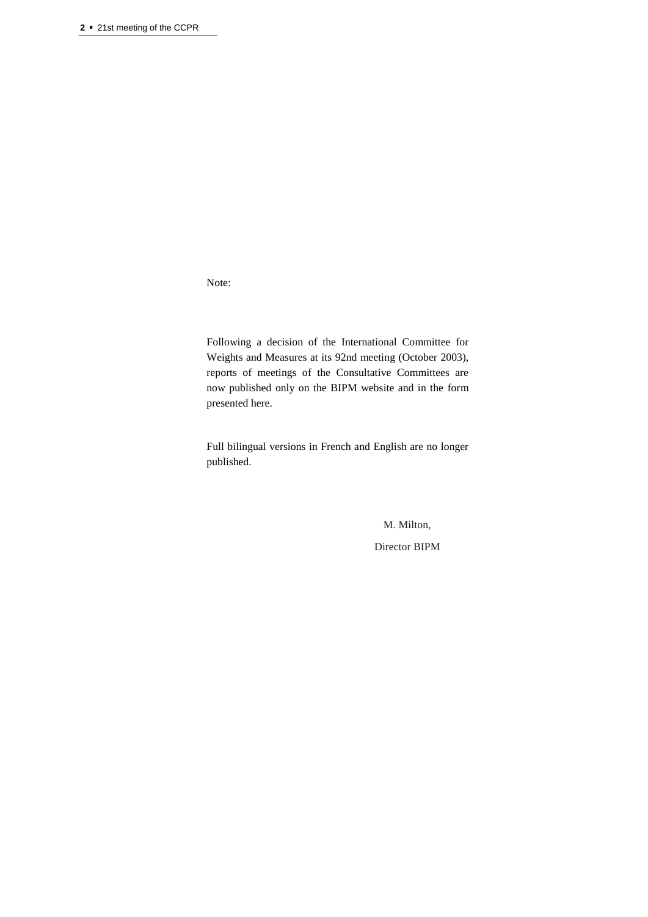Note:

Following a decision of the International Committee for Weights and Measures at its 92nd meeting (October 2003), reports of meetings of the Consultative Committees are now published only on the BIPM website and in the form presented here.

Full bilingual versions in French and English are no longer published.

M. Milton,

Director BIPM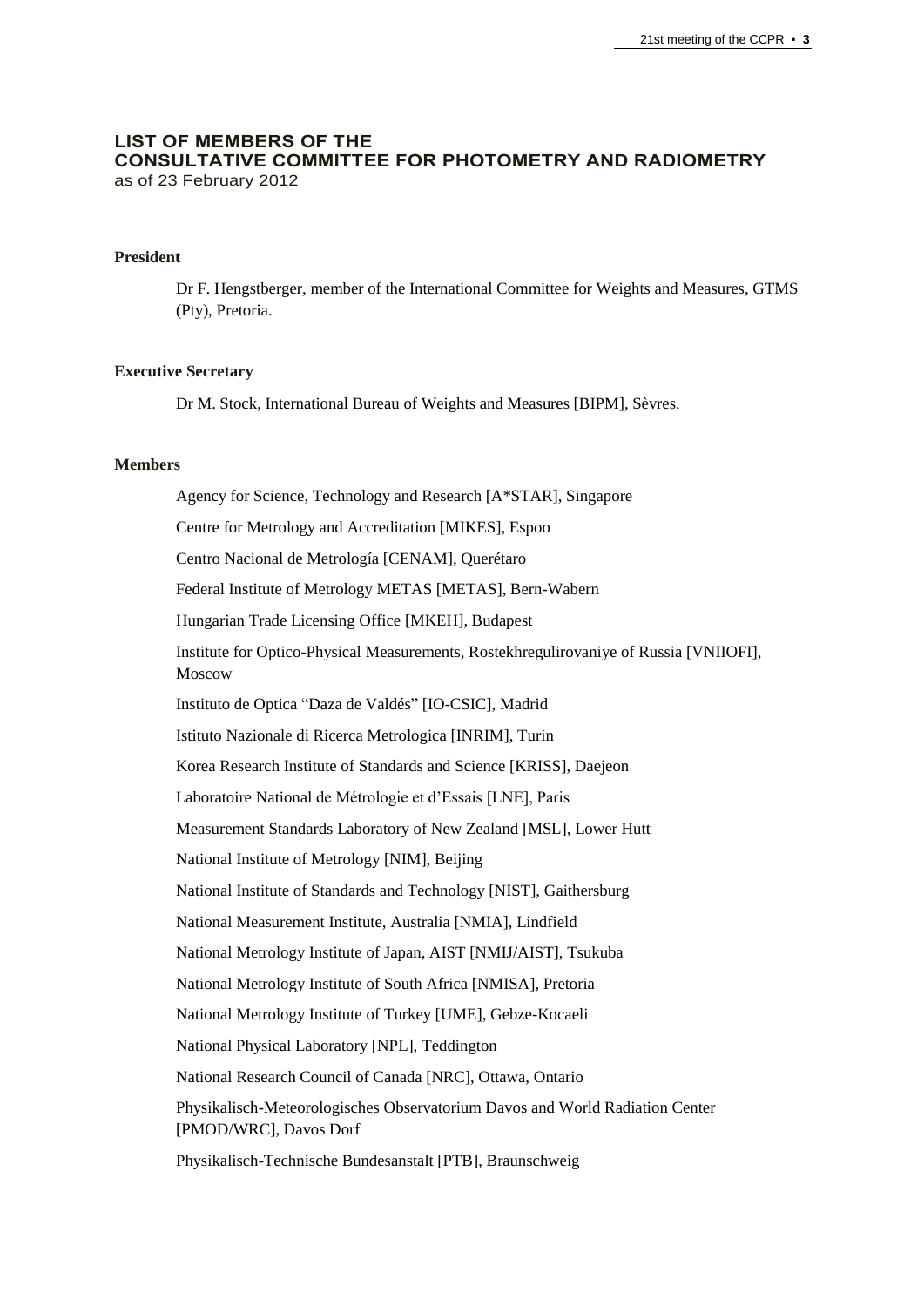# LIST OF MEMBERS OF THE CONSULTATIVE COMMITTEE FOR PHOTOMETRY AND RADIOMETRY

as of 23 February 2012

**President**

Dr F. Hengstberger, member of the International Committee for Weights and Measures, GTMS (Pty), Pretoria.

**Executive Secretary**

Dr M. Stock, International Bureau of Weights and Measures [BIPM], Sèvres.

**Members**

Agency for Science, Technology and Research [A*STAR], Singapore

Centre for Metrology and Accreditation [MIKES], Espoo

Centro Nacional de Metrología [CENAM], Querétaro

Federal Institute of Metrology METAS [METAS], Bern-Wabern

Hungarian Trade Licensing Office [MKEH], Budapest

Institute for Optico-Physical Measurements, Rostekhregulirovaniye of Russia [VNIIOFI], Moscow

Instituto de Optica "Daza de Valdés" [IO-CSIC], Madrid

Istituto Nazionale di Ricerca Metrologica [INRIM], Turin

Korea Research Institute of Standards and Science [KRISS], Daejeon

Laboratoire National de Métrologie et d'Essais [LNE], Paris

Measurement Standards Laboratory of New Zealand [MSL], Lower Hutt

National Institute of Metrology [NIM], Beijing

National Institute of Standards and Technology [NIST], Gaithersburg

National Measurement Institute, Australia [NMIA], Lindfield

National Metrology Institute of Japan, AIST [NMIJ/AIST], Tsukuba

National Metrology Institute of South Africa [NMISA], Pretoria

National Metrology Institute of Turkey [UME], Gebze-Kocaeli

National Physical Laboratory [NPL], Teddington

National Research Council of Canada [NRC], Ottawa, Ontario

Physikalisch-Meteorologisches Observatorium Davos and World Radiation Center [PMOD/WRC], Davos Dorf

Physikalisch-Technische Bundesanstalt [PTB], Braunschweig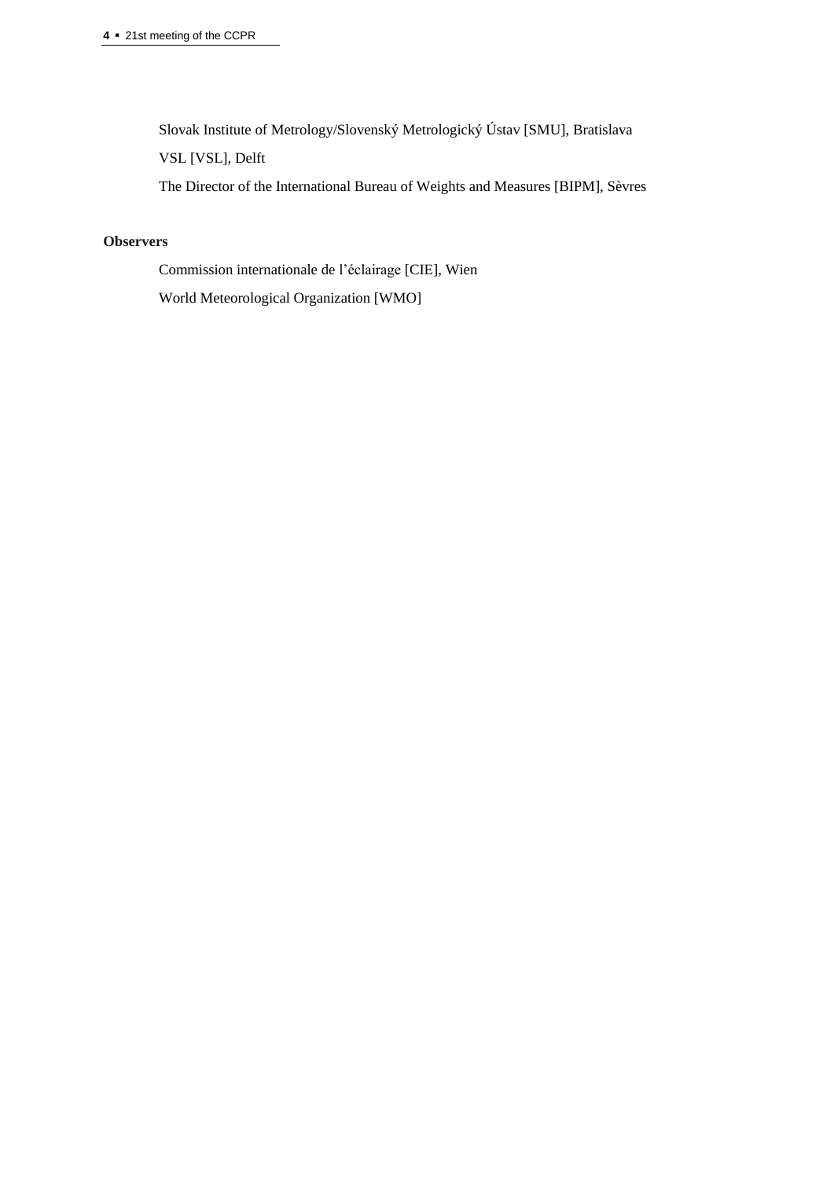Slovak Institute of Metrology/Slovenský Metrologický Ústav [SMU], Bratislava

VSL [VSL], Delft

The Director of the International Bureau of Weights and Measures [BIPM], Sèvres

**Observers**

Commission internationale de l'éclairage [CIE], Wien

World Meteorological Organization [WMO]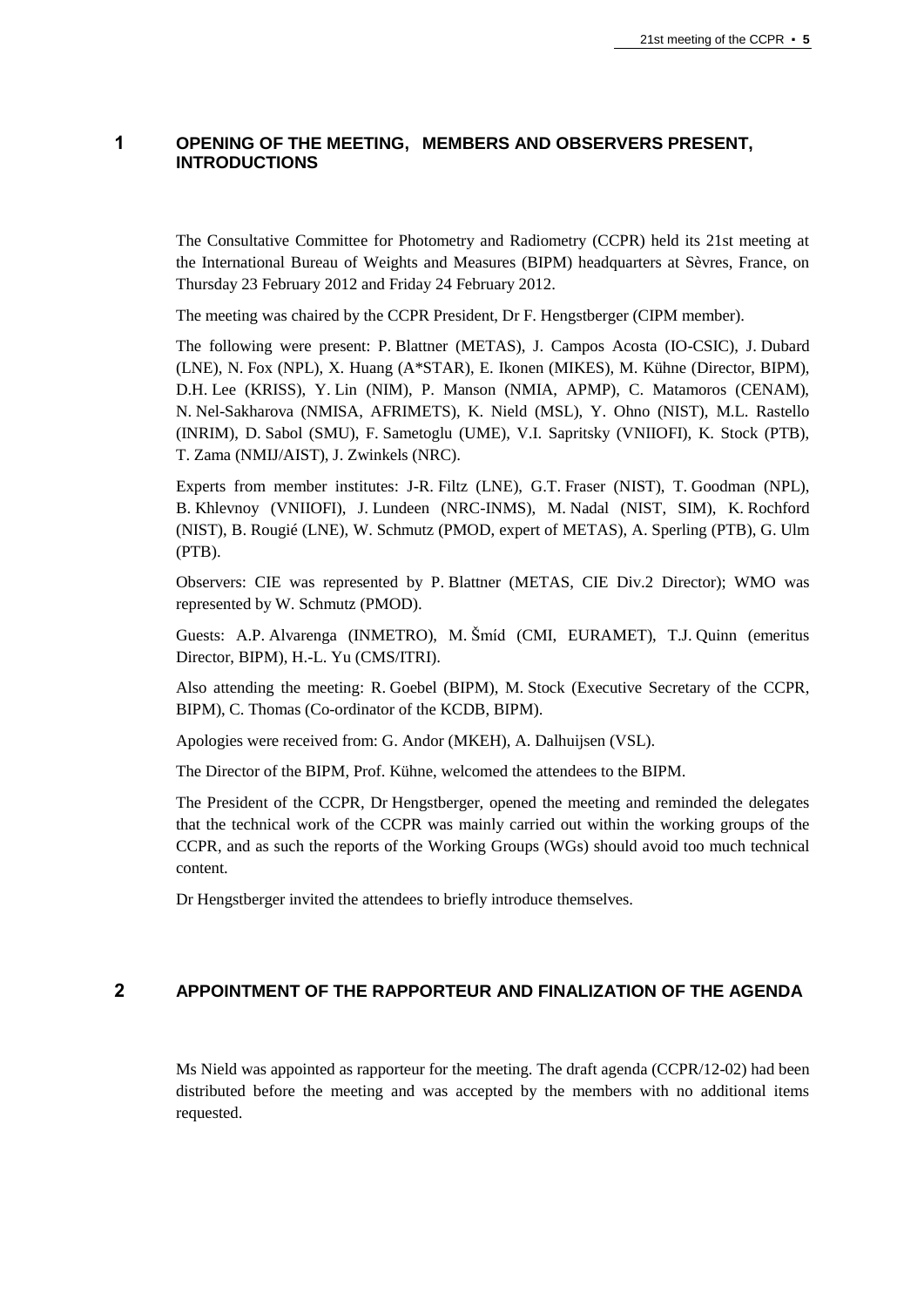## 1 OPENING OF THE MEETING, MEMBERS AND OBSERVERS PRESENT, INTRODUCTIONS

The Consultative Committee for Photometry and Radiometry (CCPR) held its 21st meeting at the International Bureau of Weights and Measures (BIPM) headquarters at Sèvres, France, on Thursday 23 February 2012 and Friday 24 February 2012.

The meeting was chaired by the CCPR President, Dr F. Hengstberger (CIPM member).

The following were present: P. Blattner (METAS), J. Campos Acosta (IO-CSIC), J. Dubard (LNE), N. Fox (NPL), X. Huang (A*STAR), E. Ikonen (MIKES), M. Kühne (Director, BIPM), D.H. Lee (KRISS), Y. Lin (NIM), P. Manson (NMIA, APMP), C. Matamoros (CENAM), N. Nel-Sakharova (NMISA, AFRIMETS), K. Nield (MSL), Y. Ohno (NIST), M.L. Rastello (INRIM), D. Sabol (SMU), F. Sametoglu (UME), V.I. Sapritsky (VNIIOFI), K. Stock (PTB), T. Zama (NMIJ/AIST), J. Zwinkels (NRC).

Experts from member institutes: J-R. Filtz (LNE), G.T. Fraser (NIST), T. Goodman (NPL), B. Khlevnoy (VNIIOFI), J. Lundeen (NRC-INMS), M. Nadal (NIST, SIM), K. Rochford (NIST), B. Rougié (LNE), W. Schmutz (PMOD, expert of METAS), A. Sperling (PTB), G. Ulm (PTB).

Observers: CIE was represented by P. Blattner (METAS, CIE Div.2 Director); WMO was represented by W. Schmutz (PMOD).

Guests: A.P. Alvarenga (INMETRO), M. Šmíd (CMI, EURAMET), T.J. Quinn (emeritus Director, BIPM), H.-L. Yu (CMS/ITRI).

Also attending the meeting: R. Goebel (BIPM), M. Stock (Executive Secretary of the CCPR, BIPM), C. Thomas (Co-ordinator of the KCDB, BIPM).

Apologies were received from: G. Andor (MKEH), A. Dalhuijsen (VSL).

The Director of the BIPM, Prof. Kühne, welcomed the attendees to the BIPM.

The President of the CCPR, Dr Hengstberger, opened the meeting and reminded the delegates that the technical work of the CCPR was mainly carried out within the working groups of the CCPR, and as such the reports of the Working Groups (WGs) should avoid too much technical content.

Dr Hengstberger invited the attendees to briefly introduce themselves.

## 2 APPOINTMENT OF THE RAPPORTEUR AND FINALIZATION OF THE AGENDA

Ms Nield was appointed as rapporteur for the meeting. The draft agenda (CCPR/12-02) had been distributed before the meeting and was accepted by the members with no additional items requested.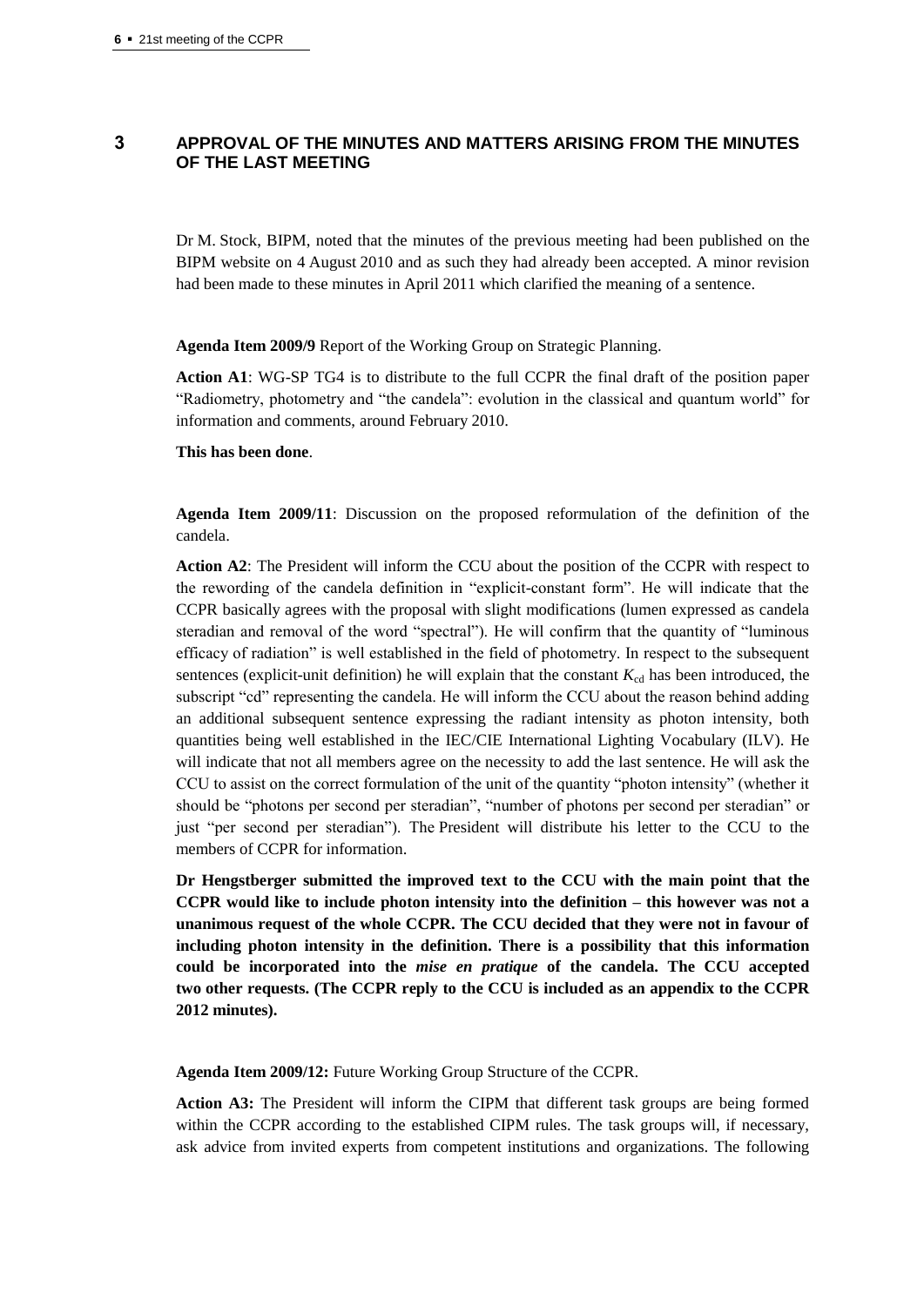## 3 APPROVAL OF THE MINUTES AND MATTERS ARISING FROM THE MINUTES OF THE LAST MEETING

Dr M. Stock, BIPM, noted that the minutes of the previous meeting had been published on the BIPM website on 4 August 2010 and as such they had already been accepted. A minor revision had been made to these minutes in April 2011 which clarified the meaning of a sentence.

**Agenda Item 2009/9** Report of the Working Group on Strategic Planning.

**Action A1**: WG-SP TG4 is to distribute to the full CCPR the final draft of the position paper "Radiometry, photometry and "the candela": evolution in the classical and quantum world" for information and comments, around February 2010.

**This has been done**.

**Agenda Item 2009/11**: Discussion on the proposed reformulation of the definition of the candela.

**Action A2**: The President will inform the CCU about the position of the CCPR with respect to the rewording of the candela definition in "explicit-constant form". He will indicate that the CCPR basically agrees with the proposal with slight modifications (lumen expressed as candela steradian and removal of the word "spectral"). He will confirm that the quantity of "luminous efficacy of radiation" is well established in the field of photometry. In respect to the subsequent sentences (explicit-unit definition) he will explain that the constant $K_{cd}$ has been introduced, the subscript "cd" representing the candela. He will inform the CCU about the reason behind adding an additional subsequent sentence expressing the radiant intensity as photon intensity, both quantities being well established in the IEC/CIE International Lighting Vocabulary (ILV). He will indicate that not all members agree on the necessity to add the last sentence. He will ask the CCU to assist on the correct formulation of the unit of the quantity "photon intensity" (whether it should be "photons per second per steradian", "number of photons per second per steradian" or just "per second per steradian"). The President will distribute his letter to the CCU to the members of CCPR for information.

**Dr Hengstberger submitted the improved text to the CCU with the main point that the CCPR would like to include photon intensity into the definition – this however was not a unanimous request of the whole CCPR. The CCU decided that they were not in favour of including photon intensity in the definition. There is a possibility that this information could be incorporated into the *mise en pratique* of the candela. The CCU accepted two other requests. (The CCPR reply to the CCU is included as an appendix to the CCPR 2012 minutes).**

**Agenda Item 2009/12:** Future Working Group Structure of the CCPR.

**Action A3:** The President will inform the CIPM that different task groups are being formed within the CCPR according to the established CIPM rules. The task groups will, if necessary, ask advice from invited experts from competent institutions and organizations. The following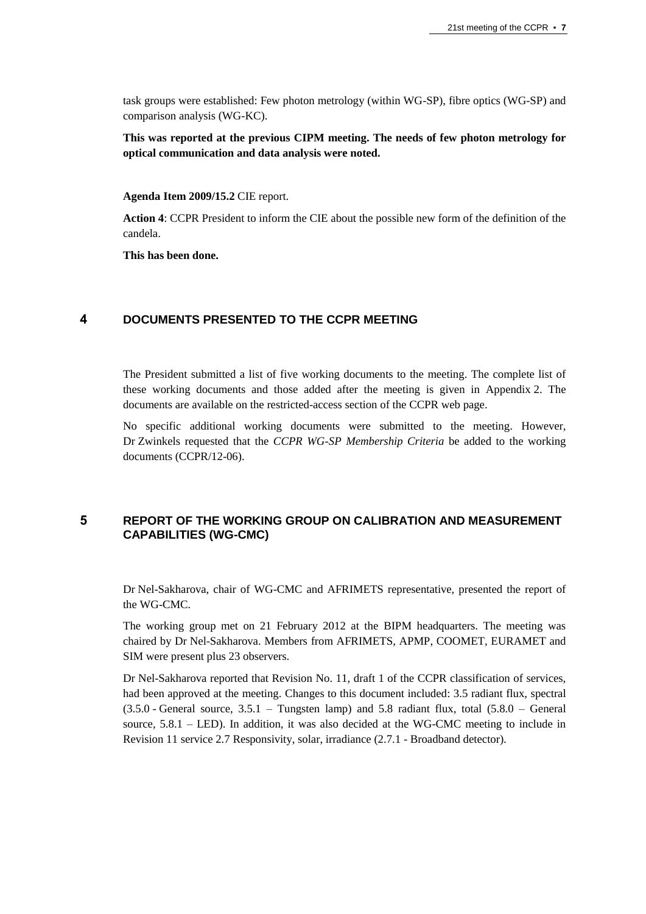task groups were established: Few photon metrology (within WG-SP), fibre optics (WG-SP) and comparison analysis (WG-KC).

**This was reported at the previous CIPM meeting. The needs of few photon metrology for optical communication and data analysis were noted.**

**Agenda Item 2009/15.2** CIE report.

**Action 4**: CCPR President to inform the CIE about the possible new form of the definition of the candela.

**This has been done.**

## 4 DOCUMENTS PRESENTED TO THE CCPR MEETING

The President submitted a list of five working documents to the meeting. The complete list of these working documents and those added after the meeting is given in Appendix 2. The documents are available on the restricted-access section of the CCPR web page.

No specific additional working documents were submitted to the meeting. However, Dr Zwinkels requested that the *CCPR WG-SP Membership Criteria* be added to the working documents (CCPR/12-06).

## 5 REPORT OF THE WORKING GROUP ON CALIBRATION AND MEASUREMENT CAPABILITIES (WG-CMC)

Dr Nel-Sakharova, chair of WG-CMC and AFRIMETS representative, presented the report of the WG-CMC.

The working group met on 21 February 2012 at the BIPM headquarters. The meeting was chaired by Dr Nel-Sakharova. Members from AFRIMETS, APMP, COOMET, EURAMET and SIM were present plus 23 observers.

Dr Nel-Sakharova reported that Revision No. 11, draft 1 of the CCPR classification of services, had been approved at the meeting. Changes to this document included: 3.5 radiant flux, spectral (3.5.0 - General source, 3.5.1 – Tungsten lamp) and 5.8 radiant flux, total (5.8.0 – General source, 5.8.1 – LED). In addition, it was also decided at the WG-CMC meeting to include in Revision 11 service 2.7 Responsivity, solar, irradiance (2.7.1 - Broadband detector).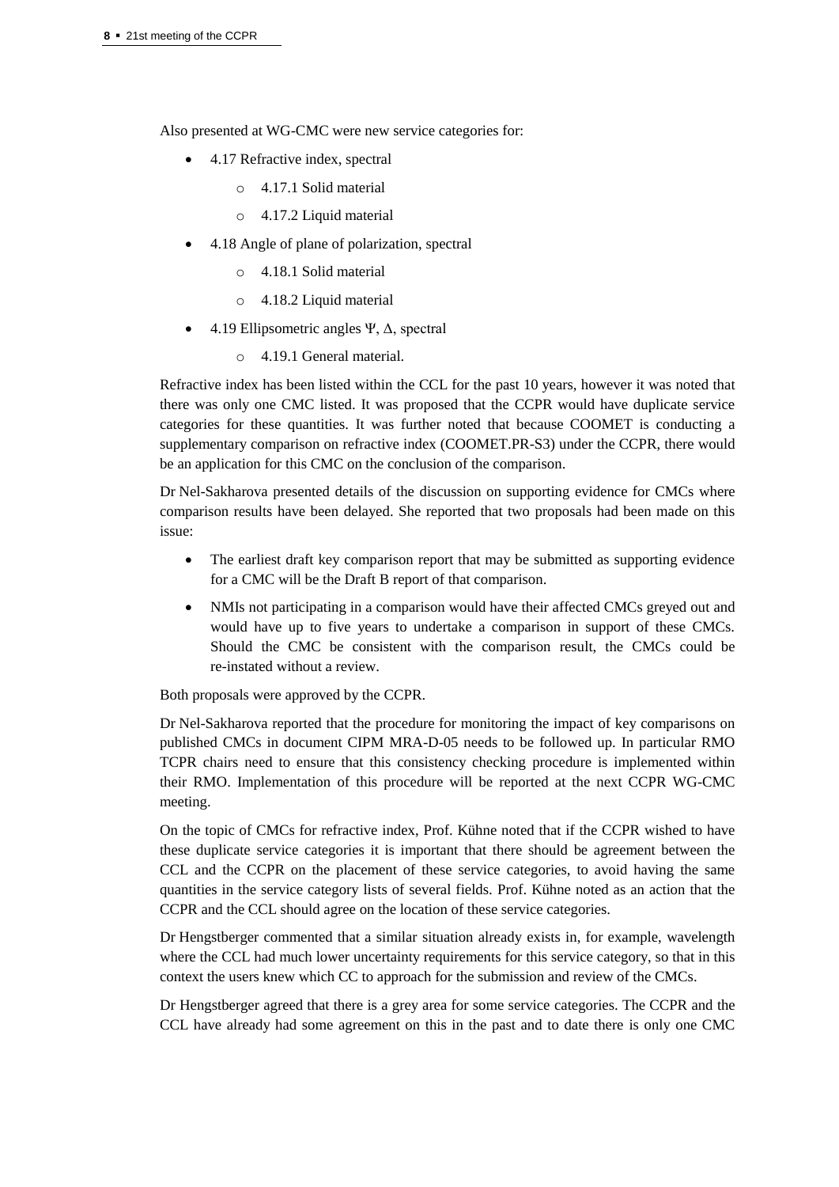Also presented at WG-CMC were new service categories for:

- 4.17 Refractive index, spectral
    - 4.17.1 Solid material
    - 4.17.2 Liquid material
- 4.18 Angle of plane of polarization, spectral
    - 4.18.1 Solid material
    - 4.18.2 Liquid material
- 4.19 Ellipsometric angles Ψ, Δ, spectral
    - 4.19.1 General material.

Refractive index has been listed within the CCL for the past 10 years, however it was noted that there was only one CMC listed. It was proposed that the CCPR would have duplicate service categories for these quantities. It was further noted that because COOMET is conducting a supplementary comparison on refractive index (COOMET.PR-S3) under the CCPR, there would be an application for this CMC on the conclusion of the comparison.

Dr Nel-Sakharova presented details of the discussion on supporting evidence for CMCs where comparison results have been delayed. She reported that two proposals had been made on this issue:

- The earliest draft key comparison report that may be submitted as supporting evidence for a CMC will be the Draft B report of that comparison.
- NMIs not participating in a comparison would have their affected CMCs greyed out and would have up to five years to undertake a comparison in support of these CMCs. Should the CMC be consistent with the comparison result, the CMCs could be re-instated without a review.

Both proposals were approved by the CCPR.

Dr Nel-Sakharova reported that the procedure for monitoring the impact of key comparisons on published CMCs in document CIPM MRA-D-05 needs to be followed up. In particular RMO TCPR chairs need to ensure that this consistency checking procedure is implemented within their RMO. Implementation of this procedure will be reported at the next CCPR WG-CMC meeting.

On the topic of CMCs for refractive index, Prof. Kühne noted that if the CCPR wished to have these duplicate service categories it is important that there should be agreement between the CCL and the CCPR on the placement of these service categories, to avoid having the same quantities in the service category lists of several fields. Prof. Kühne noted as an action that the CCPR and the CCL should agree on the location of these service categories.

Dr Hengstberger commented that a similar situation already exists in, for example, wavelength where the CCL had much lower uncertainty requirements for this service category, so that in this context the users knew which CC to approach for the submission and review of the CMCs.

Dr Hengstberger agreed that there is a grey area for some service categories. The CCPR and the CCL have already had some agreement on this in the past and to date there is only one CMC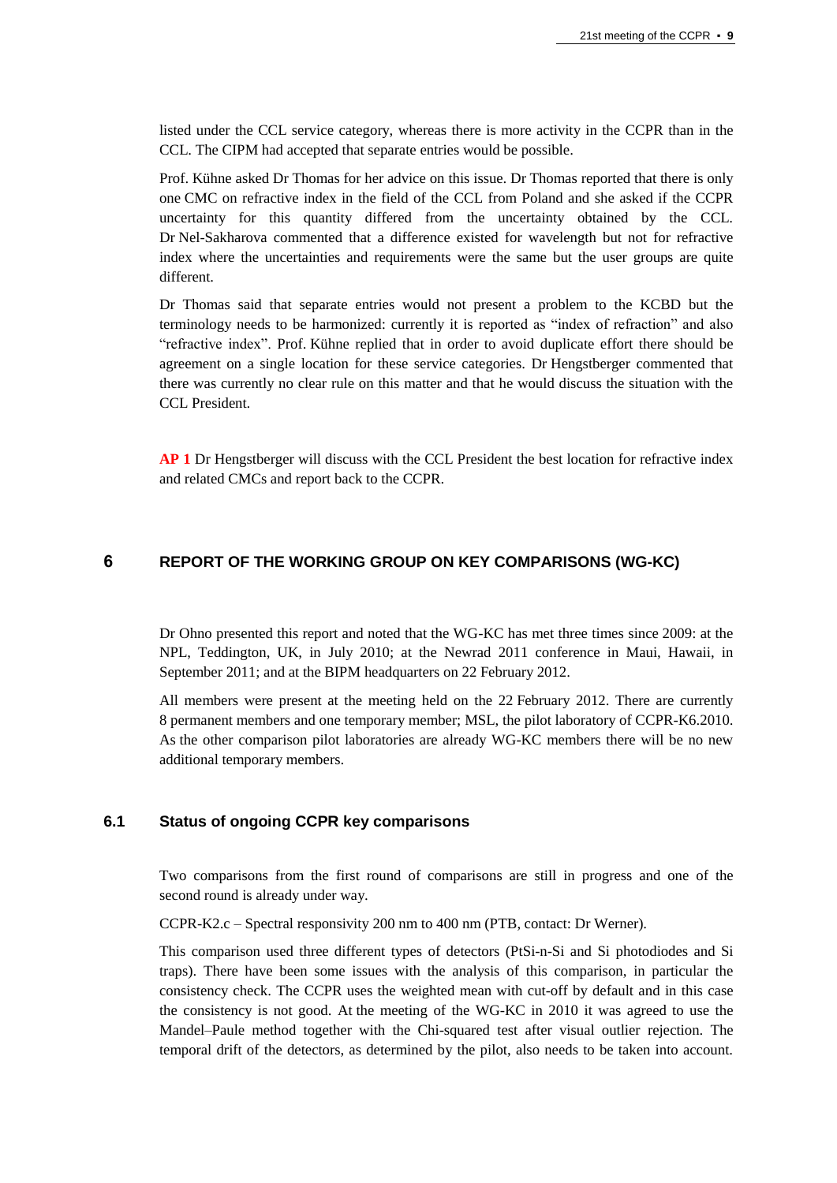listed under the CCL service category, whereas there is more activity in the CCPR than in the CCL. The CIPM had accepted that separate entries would be possible.

Prof. Kühne asked Dr Thomas for her advice on this issue. Dr Thomas reported that there is only one CMC on refractive index in the field of the CCL from Poland and she asked if the CCPR uncertainty for this quantity differed from the uncertainty obtained by the CCL. Dr Nel-Sakharova commented that a difference existed for wavelength but not for refractive index where the uncertainties and requirements were the same but the user groups are quite different.

Dr Thomas said that separate entries would not present a problem to the KCBD but the terminology needs to be harmonized: currently it is reported as "index of refraction" and also "refractive index". Prof. Kühne replied that in order to avoid duplicate effort there should be agreement on a single location for these service categories. Dr Hengstberger commented that there was currently no clear rule on this matter and that he would discuss the situation with the CCL President.

**AP 1** Dr Hengstberger will discuss with the CCL President the best location for refractive index and related CMCs and report back to the CCPR.

## 6 REPORT OF THE WORKING GROUP ON KEY COMPARISONS (WG-KC)

Dr Ohno presented this report and noted that the WG-KC has met three times since 2009: at the NPL, Teddington, UK, in July 2010; at the Newrad 2011 conference in Maui, Hawaii, in September 2011; and at the BIPM headquarters on 22 February 2012.

All members were present at the meeting held on the 22 February 2012. There are currently 8 permanent members and one temporary member; MSL, the pilot laboratory of CCPR-K6.2010. As the other comparison pilot laboratories are already WG-KC members there will be no new additional temporary members.

### 6.1 Status of ongoing CCPR key comparisons

Two comparisons from the first round of comparisons are still in progress and one of the second round is already under way.

CCPR-K2.c – Spectral responsivity 200 nm to 400 nm (PTB, contact: Dr Werner).

This comparison used three different types of detectors (PtSi-n-Si and Si photodiodes and Si traps). There have been some issues with the analysis of this comparison, in particular the consistency check. The CCPR uses the weighted mean with cut-off by default and in this case the consistency is not good. At the meeting of the WG-KC in 2010 it was agreed to use the Mandel–Paule method together with the Chi-squared test after visual outlier rejection. The temporal drift of the detectors, as determined by the pilot, also needs to be taken into account.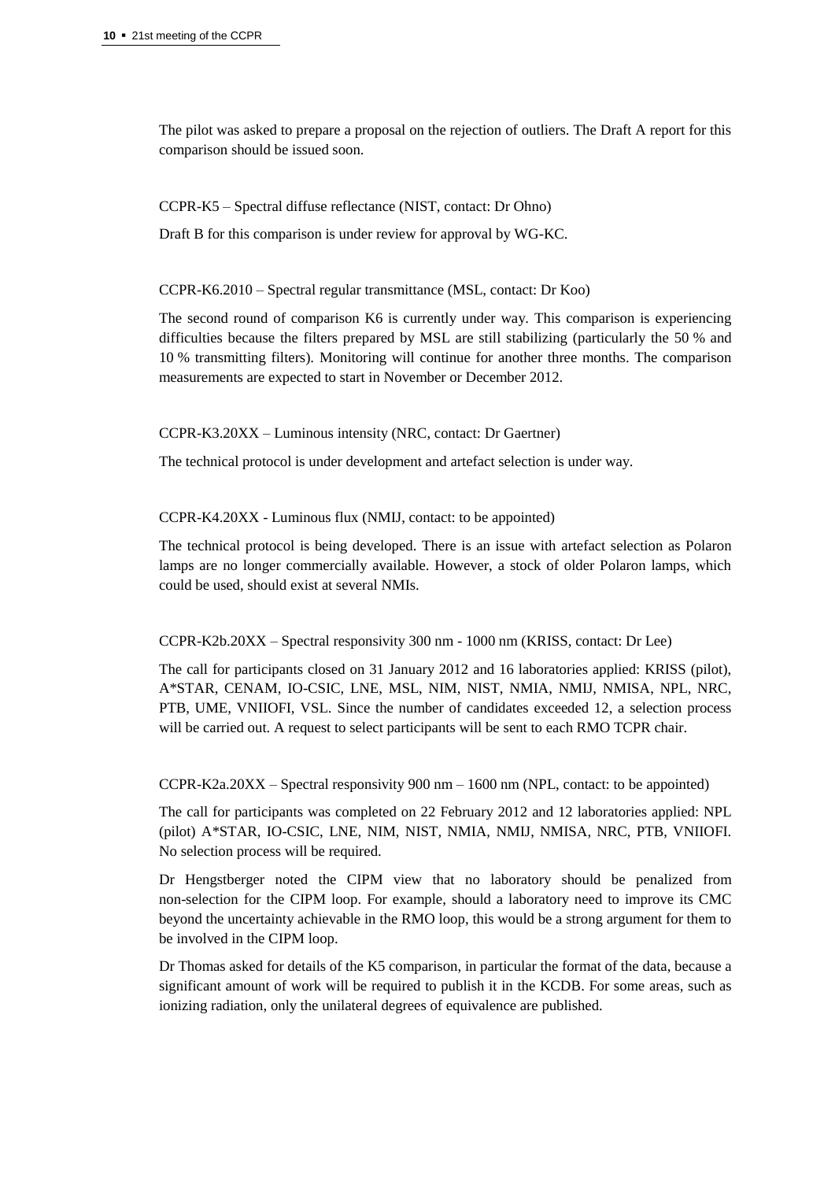The pilot was asked to prepare a proposal on the rejection of outliers. The Draft A report for this comparison should be issued soon.

CCPR-K5 – Spectral diffuse reflectance (NIST, contact: Dr Ohno)

Draft B for this comparison is under review for approval by WG-KC.

CCPR-K6.2010 – Spectral regular transmittance (MSL, contact: Dr Koo)

The second round of comparison K6 is currently under way. This comparison is experiencing difficulties because the filters prepared by MSL are still stabilizing (particularly the 50 % and 10 % transmitting filters). Monitoring will continue for another three months. The comparison measurements are expected to start in November or December 2012.

CCPR-K3.20XX – Luminous intensity (NRC, contact: Dr Gaertner)

The technical protocol is under development and artefact selection is under way.

CCPR-K4.20XX - Luminous flux (NMIJ, contact: to be appointed)

The technical protocol is being developed. There is an issue with artefact selection as Polaron lamps are no longer commercially available. However, a stock of older Polaron lamps, which could be used, should exist at several NMIs.

CCPR-K2b.20XX – Spectral responsivity 300 nm - 1000 nm (KRISS, contact: Dr Lee)

The call for participants closed on 31 January 2012 and 16 laboratories applied: KRISS (pilot), A*STAR, CENAM, IO-CSIC, LNE, MSL, NIM, NIST, NMIA, NMIJ, NMISA, NPL, NRC, PTB, UME, VNIIOFI, VSL. Since the number of candidates exceeded 12, a selection process will be carried out. A request to select participants will be sent to each RMO TCPR chair.

CCPR-K2a.20XX – Spectral responsivity 900 nm – 1600 nm (NPL, contact: to be appointed)

The call for participants was completed on 22 February 2012 and 12 laboratories applied: NPL (pilot) A*STAR, IO-CSIC, LNE, NIM, NIST, NMIA, NMIJ, NMISA, NRC, PTB, VNIIOFI. No selection process will be required.

Dr Hengstberger noted the CIPM view that no laboratory should be penalized from non-selection for the CIPM loop. For example, should a laboratory need to improve its CMC beyond the uncertainty achievable in the RMO loop, this would be a strong argument for them to be involved in the CIPM loop.

Dr Thomas asked for details of the K5 comparison, in particular the format of the data, because a significant amount of work will be required to publish it in the KCDB. For some areas, such as ionizing radiation, only the unilateral degrees of equivalence are published.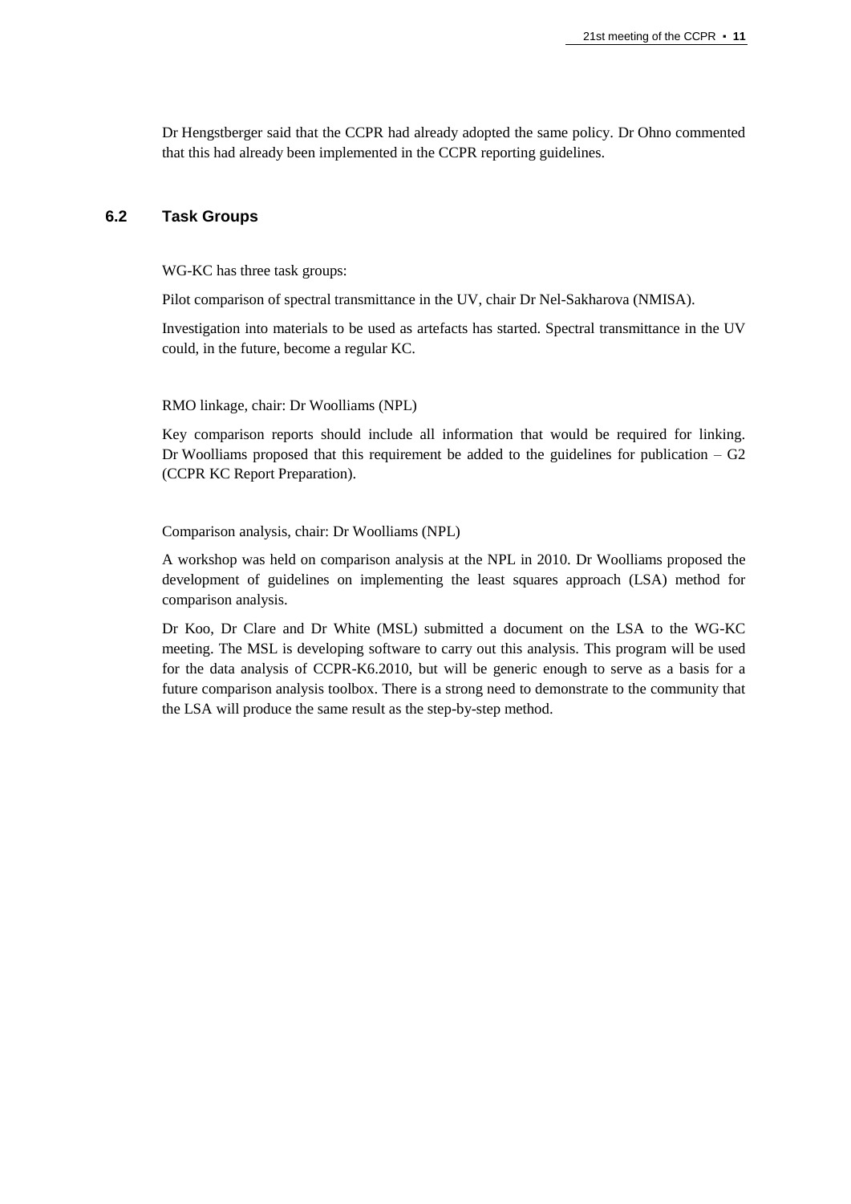Dr Hengstberger said that the CCPR had already adopted the same policy. Dr Ohno commented that this had already been implemented in the CCPR reporting guidelines.

### 6.2 Task Groups

WG-KC has three task groups:

Pilot comparison of spectral transmittance in the UV, chair Dr Nel-Sakharova (NMISA).

Investigation into materials to be used as artefacts has started. Spectral transmittance in the UV could, in the future, become a regular KC.

RMO linkage, chair: Dr Woolliams (NPL)

Key comparison reports should include all information that would be required for linking. Dr Woolliams proposed that this requirement be added to the guidelines for publication – G2 (CCPR KC Report Preparation).

Comparison analysis, chair: Dr Woolliams (NPL)

A workshop was held on comparison analysis at the NPL in 2010. Dr Woolliams proposed the development of guidelines on implementing the least squares approach (LSA) method for comparison analysis.

Dr Koo, Dr Clare and Dr White (MSL) submitted a document on the LSA to the WG-KC meeting. The MSL is developing software to carry out this analysis. This program will be used for the data analysis of CCPR-K6.2010, but will be generic enough to serve as a basis for a future comparison analysis toolbox. There is a strong need to demonstrate to the community that the LSA will produce the same result as the step-by-step method.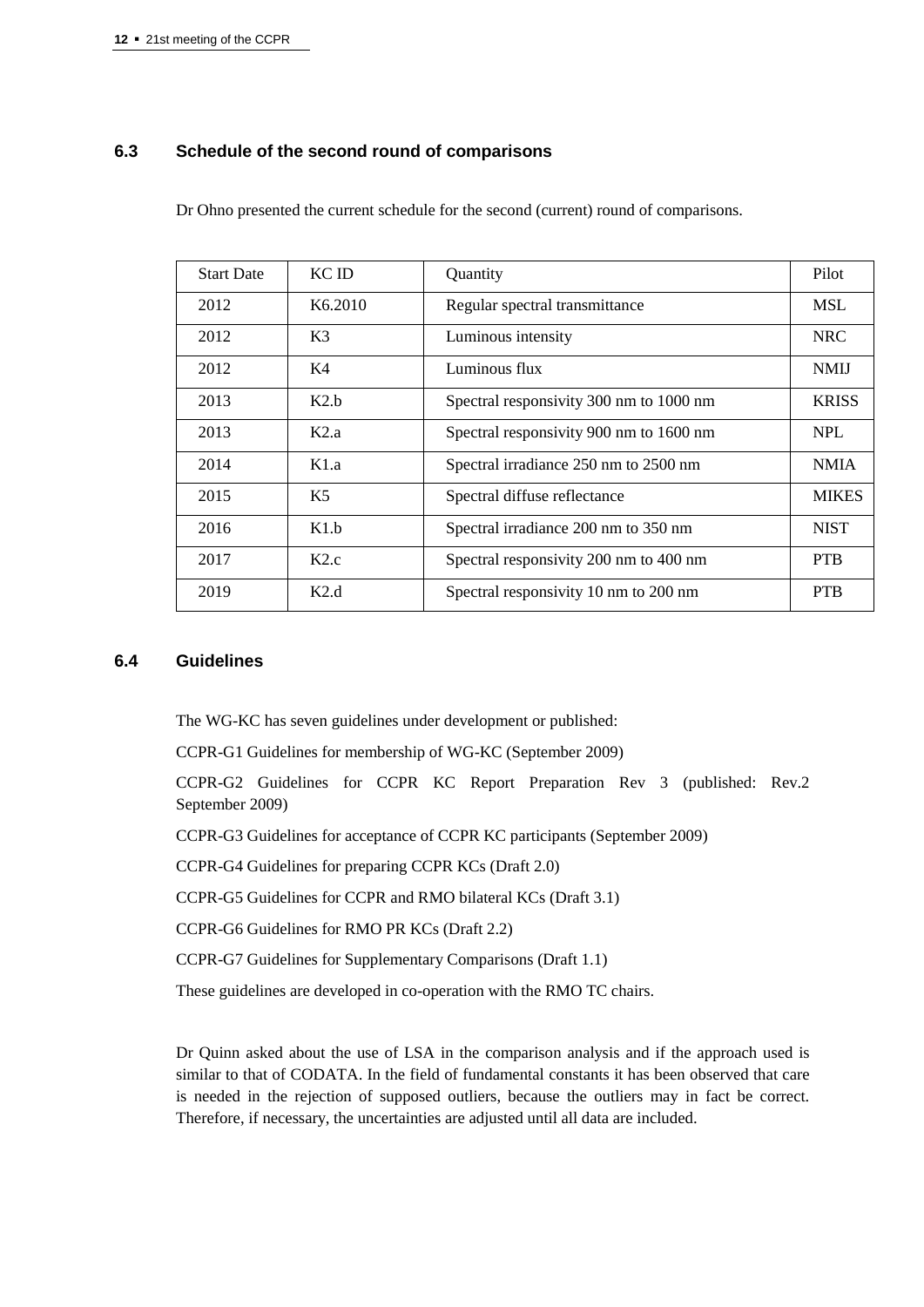### 6.3 Schedule of the second round of comparisons

Dr Ohno presented the current schedule for the second (current) round of comparisons.

| Start Date | KC ID | Quantity | Pilot |
|---|---|---|---|
| 2012 | K6.2010 | Regular spectral transmittance | MSL |
| 2012 | K3 | Luminous intensity | NRC |
| 2012 | K4 | Luminous flux | NMIJ |
| 2013 | K2.b | Spectral responsivity 300 nm to 1000 nm | KRISS |
| 2013 | K2.a | Spectral responsivity 900 nm to 1600 nm | NPL |
| 2014 | K1.a | Spectral irradiance 250 nm to 2500 nm | NMIA |
| 2015 | K5 | Spectral diffuse reflectance | MIKES |
| 2016 | K1.b | Spectral irradiance 200 nm to 350 nm | NIST |
| 2017 | K2.c | Spectral responsivity 200 nm to 400 nm | PTB |
| 2019 | K2.d | Spectral responsivity 10 nm to 200 nm | PTB |

### 6.4 Guidelines

The WG-KC has seven guidelines under development or published:

CCPR-G1 Guidelines for membership of WG-KC (September 2009)

CCPR-G2 Guidelines for CCPR KC Report Preparation Rev 3 (published: Rev.2 September 2009)

CCPR-G3 Guidelines for acceptance of CCPR KC participants (September 2009)

CCPR-G4 Guidelines for preparing CCPR KCs (Draft 2.0)

CCPR-G5 Guidelines for CCPR and RMO bilateral KCs (Draft 3.1)

CCPR-G6 Guidelines for RMO PR KCs (Draft 2.2)

CCPR-G7 Guidelines for Supplementary Comparisons (Draft 1.1)

These guidelines are developed in co-operation with the RMO TC chairs.

Dr Quinn asked about the use of LSA in the comparison analysis and if the approach used is similar to that of CODATA. In the field of fundamental constants it has been observed that care is needed in the rejection of supposed outliers, because the outliers may in fact be correct. Therefore, if necessary, the uncertainties are adjusted until all data are included.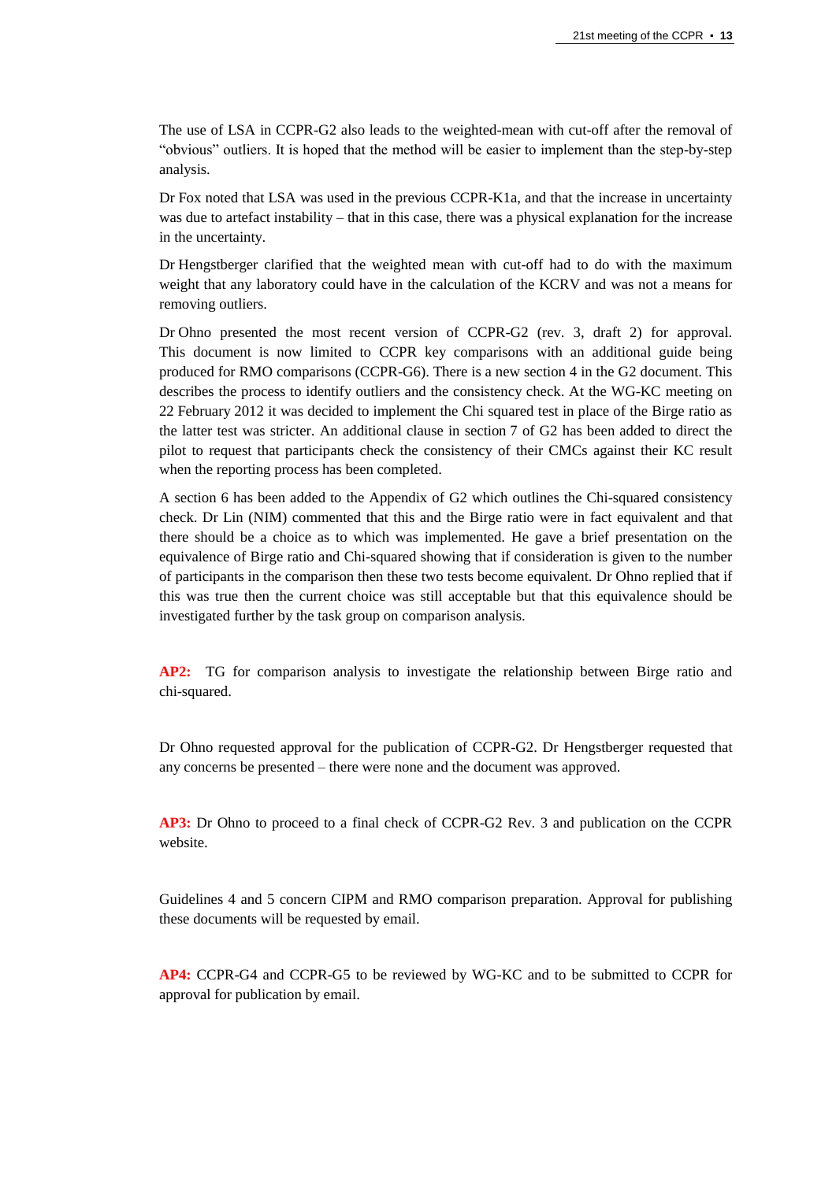The use of LSA in CCPR-G2 also leads to the weighted-mean with cut-off after the removal of "obvious" outliers. It is hoped that the method will be easier to implement than the step-by-step analysis.

Dr Fox noted that LSA was used in the previous CCPR-K1a, and that the increase in uncertainty was due to artefact instability – that in this case, there was a physical explanation for the increase in the uncertainty.

Dr Hengstberger clarified that the weighted mean with cut-off had to do with the maximum weight that any laboratory could have in the calculation of the KCRV and was not a means for removing outliers.

Dr Ohno presented the most recent version of CCPR-G2 (rev. 3, draft 2) for approval. This document is now limited to CCPR key comparisons with an additional guide being produced for RMO comparisons (CCPR-G6). There is a new section 4 in the G2 document. This describes the process to identify outliers and the consistency check. At the WG-KC meeting on 22 February 2012 it was decided to implement the Chi squared test in place of the Birge ratio as the latter test was stricter. An additional clause in section 7 of G2 has been added to direct the pilot to request that participants check the consistency of their CMCs against their KC result when the reporting process has been completed.

A section 6 has been added to the Appendix of G2 which outlines the Chi-squared consistency check. Dr Lin (NIM) commented that this and the Birge ratio were in fact equivalent and that there should be a choice as to which was implemented. He gave a brief presentation on the equivalence of Birge ratio and Chi-squared showing that if consideration is given to the number of participants in the comparison then these two tests become equivalent. Dr Ohno replied that if this was true then the current choice was still acceptable but that this equivalence should be investigated further by the task group on comparison analysis.

**AP2:** TG for comparison analysis to investigate the relationship between Birge ratio and chi-squared.

Dr Ohno requested approval for the publication of CCPR-G2. Dr Hengstberger requested that any concerns be presented – there were none and the document was approved.

**AP3:** Dr Ohno to proceed to a final check of CCPR-G2 Rev. 3 and publication on the CCPR website.

Guidelines 4 and 5 concern CIPM and RMO comparison preparation. Approval for publishing these documents will be requested by email.

**AP4:** CCPR-G4 and CCPR-G5 to be reviewed by WG-KC and to be submitted to CCPR for approval for publication by email.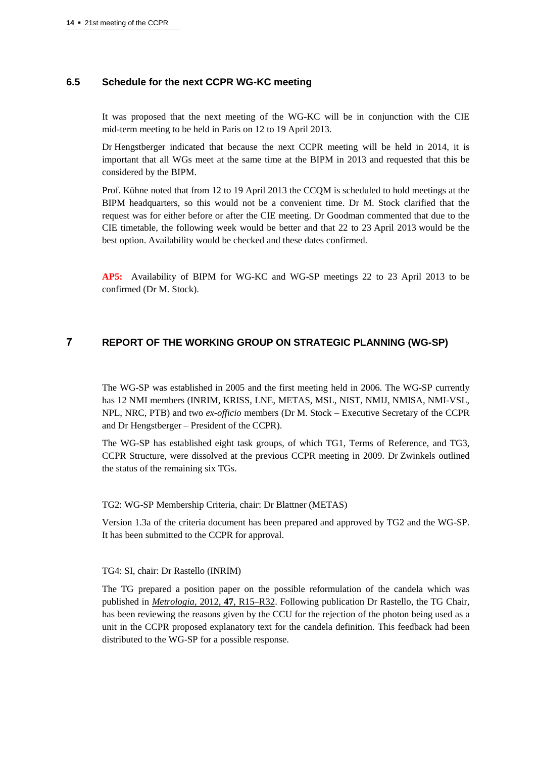### 6.5 Schedule for the next CCPR WG-KC meeting

It was proposed that the next meeting of the WG-KC will be in conjunction with the CIE mid-term meeting to be held in Paris on 12 to 19 April 2013.

Dr Hengstberger indicated that because the next CCPR meeting will be held in 2014, it is important that all WGs meet at the same time at the BIPM in 2013 and requested that this be considered by the BIPM.

Prof. Kühne noted that from 12 to 19 April 2013 the CCQM is scheduled to hold meetings at the BIPM headquarters, so this would not be a convenient time. Dr M. Stock clarified that the request was for either before or after the CIE meeting. Dr Goodman commented that due to the CIE timetable, the following week would be better and that 22 to 23 April 2013 would be the best option. Availability would be checked and these dates confirmed.

**AP5:** Availability of BIPM for WG-KC and WG-SP meetings 22 to 23 April 2013 to be confirmed (Dr M. Stock).

## 7 REPORT OF THE WORKING GROUP ON STRATEGIC PLANNING (WG-SP)

The WG-SP was established in 2005 and the first meeting held in 2006. The WG-SP currently has 12 NMI members (INRIM, KRISS, LNE, METAS, MSL, NIST, NMIJ, NMISA, NMI-VSL, NPL, NRC, PTB) and two *ex-officio* members (Dr M. Stock – Executive Secretary of the CCPR and Dr Hengstberger – President of the CCPR).

The WG-SP has established eight task groups, of which TG1, Terms of Reference, and TG3, CCPR Structure, were dissolved at the previous CCPR meeting in 2009. Dr Zwinkels outlined the status of the remaining six TGs.

TG2: WG-SP Membership Criteria, chair: Dr Blattner (METAS)

Version 1.3a of the criteria document has been prepared and approved by TG2 and the WG-SP. It has been submitted to the CCPR for approval.

TG4: SI, chair: Dr Rastello (INRIM)

The TG prepared a position paper on the possible reformulation of the candela which was published in *Metrologia*, 2012, **47**, R15–R32. Following publication Dr Rastello, the TG Chair, has been reviewing the reasons given by the CCU for the rejection of the photon being used as a unit in the CCPR proposed explanatory text for the candela definition. This feedback had been distributed to the WG-SP for a possible response.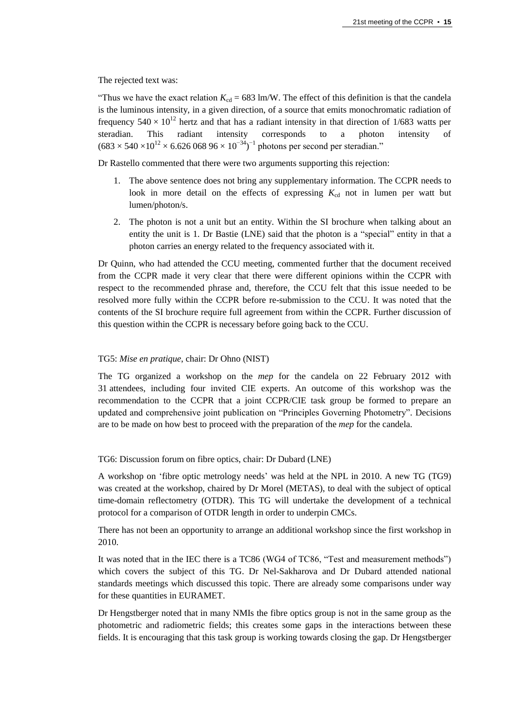The rejected text was:

"Thus we have the exact relation $K_{cd} = 683$ lm/W. The effect of this definition is that the candela is the luminous intensity, in a given direction, of a source that emits monochromatic radiation of frequency $540 \times 10^{12}$ hertz and that has a radiant intensity in that direction of 1/683 watts per steradian. This radiant intensity corresponds to a photon intensity of $(683 \times 540 \times 10^{12} \times 6.626\,068\,96 \times 10^{-34})^{-1}$ photons per second per steradian."

Dr Rastello commented that there were two arguments supporting this rejection:

1. The above sentence does not bring any supplementary information. The CCPR needs to look in more detail on the effects of expressing $K_{cd}$ not in lumen per watt but lumen/photon/s.
2. The photon is not a unit but an entity. Within the SI brochure when talking about an entity the unit is 1. Dr Bastie (LNE) said that the photon is a "special" entity in that a photon carries an energy related to the frequency associated with it.

Dr Quinn, who had attended the CCU meeting, commented further that the document received from the CCPR made it very clear that there were different opinions within the CCPR with respect to the recommended phrase and, therefore, the CCU felt that this issue needed to be resolved more fully within the CCPR before re-submission to the CCU. It was noted that the contents of the SI brochure require full agreement from within the CCPR. Further discussion of this question within the CCPR is necessary before going back to the CCU.

TG5: *Mise en pratique*, chair: Dr Ohno (NIST)

The TG organized a workshop on the *mep* for the candela on 22 February 2012 with 31 attendees, including four invited CIE experts. An outcome of this workshop was the recommendation to the CCPR that a joint CCPR/CIE task group be formed to prepare an updated and comprehensive joint publication on "Principles Governing Photometry". Decisions are to be made on how best to proceed with the preparation of the *mep* for the candela.

TG6: Discussion forum on fibre optics, chair: Dr Dubard (LNE)

A workshop on 'fibre optic metrology needs' was held at the NPL in 2010. A new TG (TG9) was created at the workshop, chaired by Dr Morel (METAS), to deal with the subject of optical time-domain reflectometry (OTDR). This TG will undertake the development of a technical protocol for a comparison of OTDR length in order to underpin CMCs.

There has not been an opportunity to arrange an additional workshop since the first workshop in 2010.

It was noted that in the IEC there is a TC86 (WG4 of TC86, "Test and measurement methods") which covers the subject of this TG. Dr Nel-Sakharova and Dr Dubard attended national standards meetings which discussed this topic. There are already some comparisons under way for these quantities in EURAMET.

Dr Hengstberger noted that in many NMIs the fibre optics group is not in the same group as the photometric and radiometric fields; this creates some gaps in the interactions between these fields. It is encouraging that this task group is working towards closing the gap. Dr Hengstberger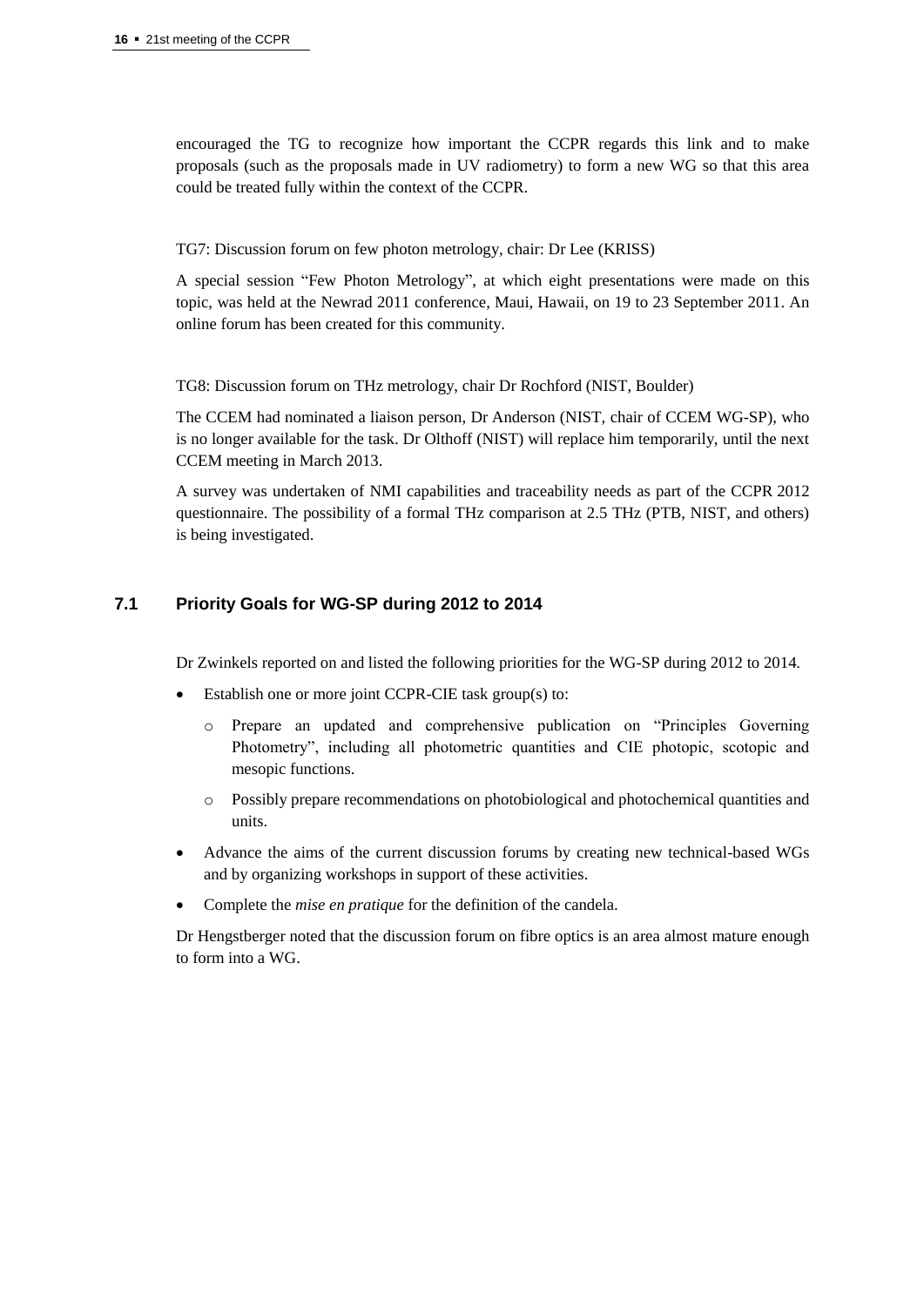encouraged the TG to recognize how important the CCPR regards this link and to make proposals (such as the proposals made in UV radiometry) to form a new WG so that this area could be treated fully within the context of the CCPR.

TG7: Discussion forum on few photon metrology, chair: Dr Lee (KRISS)

A special session "Few Photon Metrology", at which eight presentations were made on this topic, was held at the Newrad 2011 conference, Maui, Hawaii, on 19 to 23 September 2011. An online forum has been created for this community.

TG8: Discussion forum on THz metrology, chair Dr Rochford (NIST, Boulder)

The CCEM had nominated a liaison person, Dr Anderson (NIST, chair of CCEM WG-SP), who is no longer available for the task. Dr Olthoff (NIST) will replace him temporarily, until the next CCEM meeting in March 2013.

A survey was undertaken of NMI capabilities and traceability needs as part of the CCPR 2012 questionnaire. The possibility of a formal THz comparison at 2.5 THz (PTB, NIST, and others) is being investigated.

## 7.1 Priority Goals for WG-SP during 2012 to 2014

Dr Zwinkels reported on and listed the following priorities for the WG-SP during 2012 to 2014.

- Establish one or more joint CCPR-CIE task group(s) to:
  - Prepare an updated and comprehensive publication on "Principles Governing Photometry", including all photometric quantities and CIE photopic, scotopic and mesopic functions.
  - Possibly prepare recommendations on photobiological and photochemical quantities and units.
- Advance the aims of the current discussion forums by creating new technical-based WGs and by organizing workshops in support of these activities.
- Complete the *mise en pratique* for the definition of the candela.

Dr Hengstberger noted that the discussion forum on fibre optics is an area almost mature enough to form into a WG.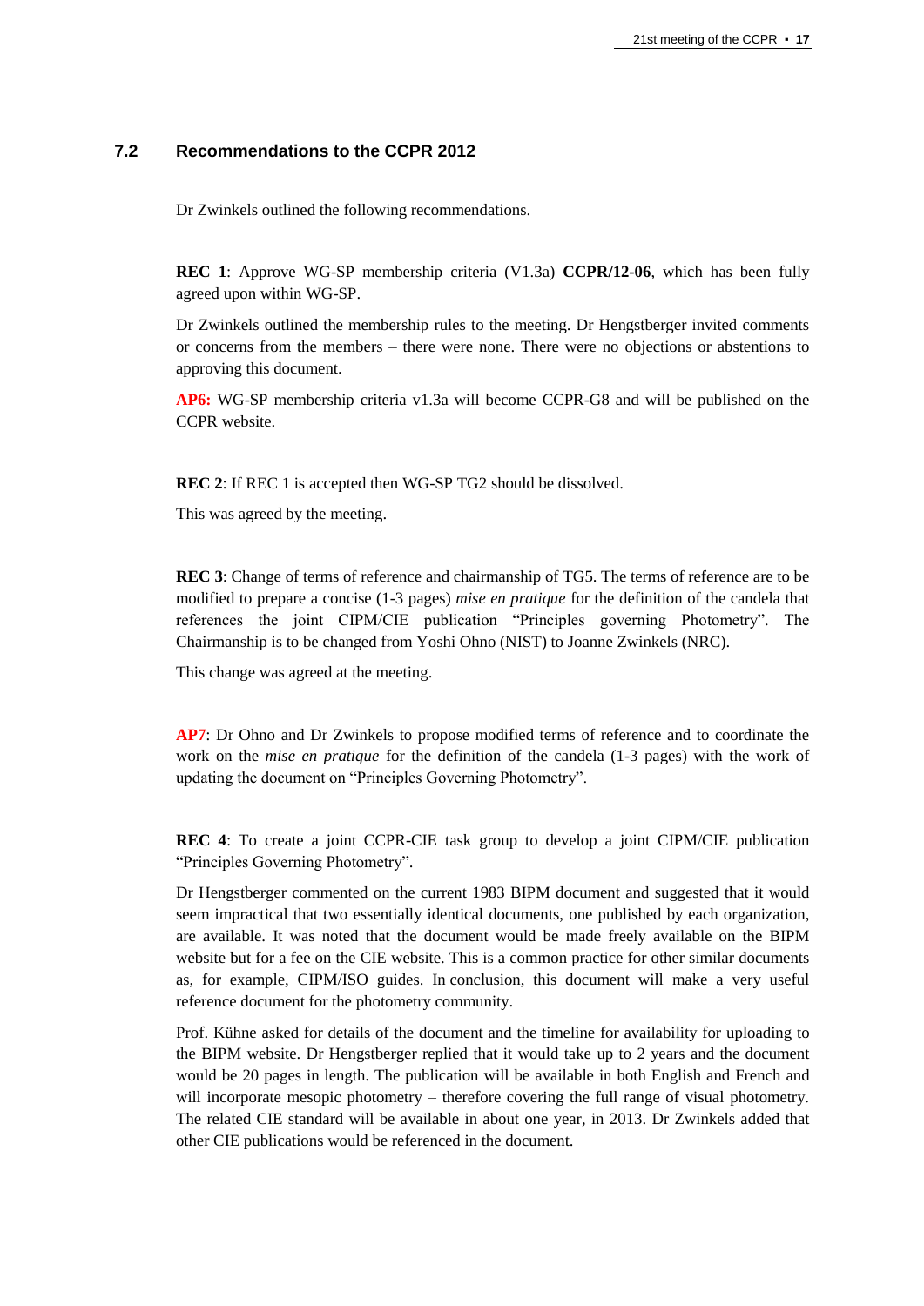### 7.2 Recommendations to the CCPR 2012

Dr Zwinkels outlined the following recommendations.

**REC 1**: Approve WG-SP membership criteria (V1.3a) **CCPR/12-06**, which has been fully agreed upon within WG-SP.

Dr Zwinkels outlined the membership rules to the meeting. Dr Hengstberger invited comments or concerns from the members – there were none. There were no objections or abstentions to approving this document.

**AP6:** WG-SP membership criteria v1.3a will become CCPR-G8 and will be published on the CCPR website.

**REC 2**: If REC 1 is accepted then WG-SP TG2 should be dissolved.

This was agreed by the meeting.

**REC 3**: Change of terms of reference and chairmanship of TG5. The terms of reference are to be modified to prepare a concise (1-3 pages) *mise en pratique* for the definition of the candela that references the joint CIPM/CIE publication "Principles governing Photometry". The Chairmanship is to be changed from Yoshi Ohno (NIST) to Joanne Zwinkels (NRC).

This change was agreed at the meeting.

**AP7**: Dr Ohno and Dr Zwinkels to propose modified terms of reference and to coordinate the work on the *mise en pratique* for the definition of the candela (1-3 pages) with the work of updating the document on "Principles Governing Photometry".

**REC 4**: To create a joint CCPR-CIE task group to develop a joint CIPM/CIE publication "Principles Governing Photometry".

Dr Hengstberger commented on the current 1983 BIPM document and suggested that it would seem impractical that two essentially identical documents, one published by each organization, are available. It was noted that the document would be made freely available on the BIPM website but for a fee on the CIE website. This is a common practice for other similar documents as, for example, CIPM/ISO guides. In conclusion, this document will make a very useful reference document for the photometry community.

Prof. Kühne asked for details of the document and the timeline for availability for uploading to the BIPM website. Dr Hengstberger replied that it would take up to 2 years and the document would be 20 pages in length. The publication will be available in both English and French and will incorporate mesopic photometry – therefore covering the full range of visual photometry. The related CIE standard will be available in about one year, in 2013. Dr Zwinkels added that other CIE publications would be referenced in the document.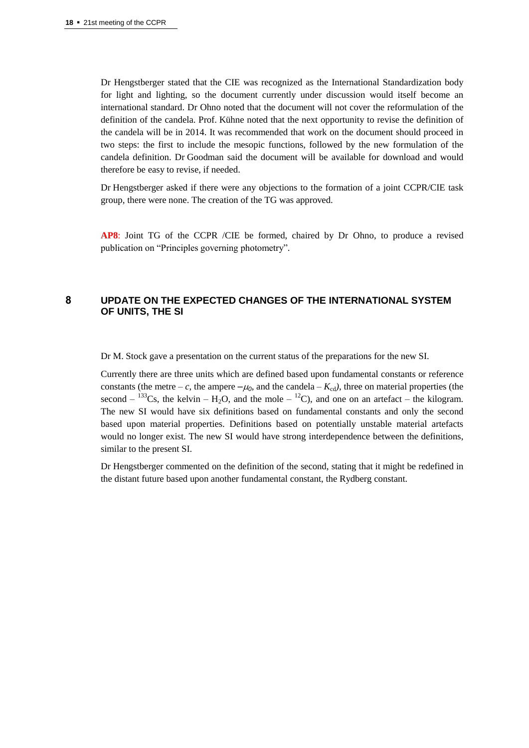Dr Hengstberger stated that the CIE was recognized as the International Standardization body for light and lighting, so the document currently under discussion would itself become an international standard. Dr Ohno noted that the document will not cover the reformulation of the definition of the candela. Prof. Kühne noted that the next opportunity to revise the definition of the candela will be in 2014. It was recommended that work on the document should proceed in two steps: the first to include the mesopic functions, followed by the new formulation of the candela definition. Dr Goodman said the document will be available for download and would therefore be easy to revise, if needed.

Dr Hengstberger asked if there were any objections to the formation of a joint CCPR/CIE task group, there were none. The creation of the TG was approved.

**AP8**: Joint TG of the CCPR /CIE be formed, chaired by Dr Ohno, to produce a revised publication on "Principles governing photometry".

## 8 UPDATE ON THE EXPECTED CHANGES OF THE INTERNATIONAL SYSTEM OF UNITS, THE SI

Dr M. Stock gave a presentation on the current status of the preparations for the new SI.

Currently there are three units which are defined based upon fundamental constants or reference constants (the metre – $c$, the ampere – $\mu_0$, and the candela – $K_{cd}$), three on material properties (the second – $^{133}Cs$, the kelvin – $H_2O$, and the mole – $^{12}C$), and one on an artefact – the kilogram. The new SI would have six definitions based on fundamental constants and only the second based upon material properties. Definitions based on potentially unstable material artefacts would no longer exist. The new SI would have strong interdependence between the definitions, similar to the present SI.

Dr Hengstberger commented on the definition of the second, stating that it might be redefined in the distant future based upon another fundamental constant, the Rydberg constant.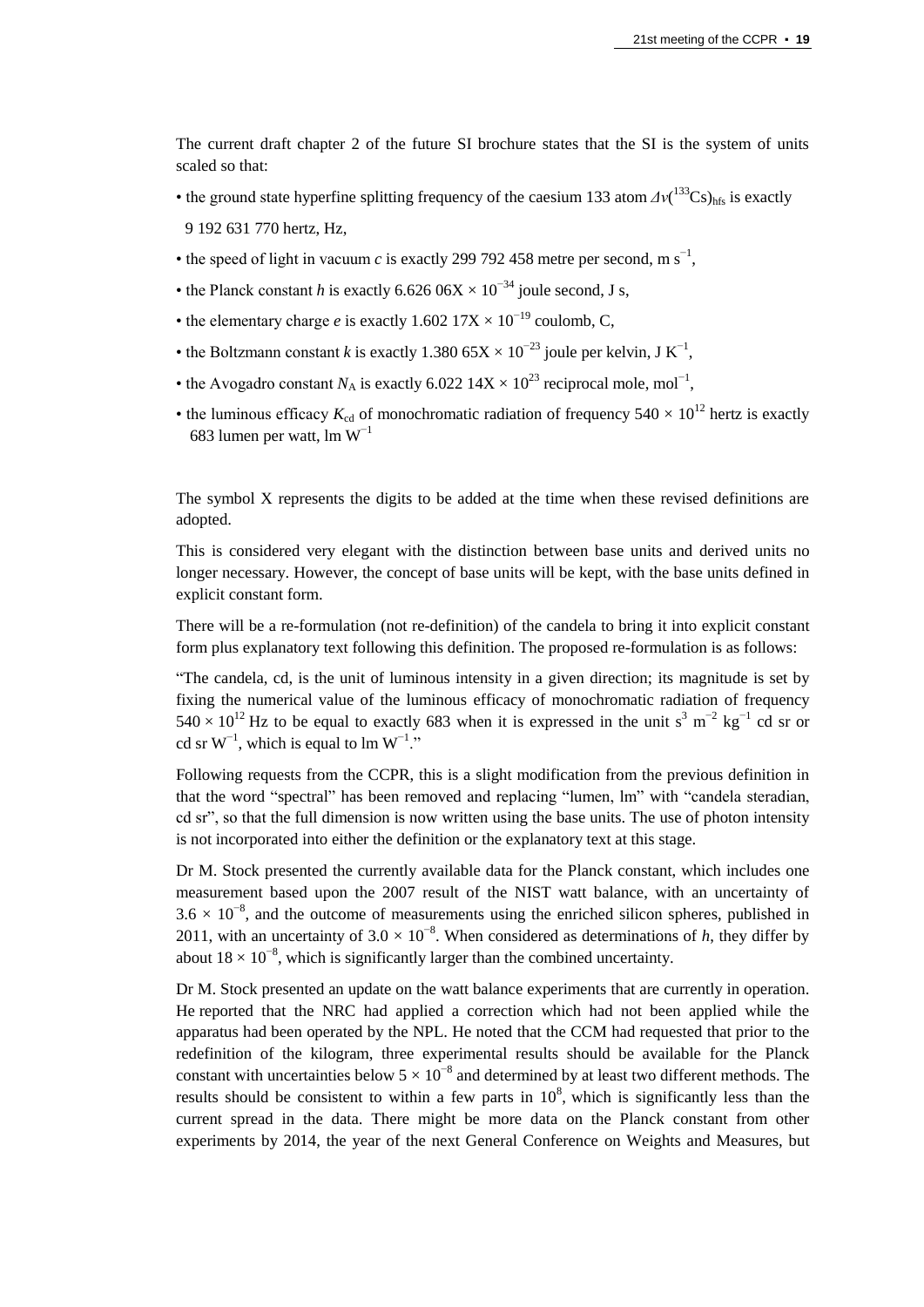The current draft chapter 2 of the future SI brochure states that the SI is the system of units scaled so that:

- the ground state hyperfine splitting frequency of the caesium 133 atom $\Delta\nu(^{133}\text{Cs})_{\text{hfs}}$ is exactly 9 192 631 770 hertz, Hz,
- the speed of light in vacuum $c$ is exactly 299 792 458 metre per second, m $\text{s}^{-1}$,
- the Planck constant $h$ is exactly $6.626\ 06\text{X} \times 10^{-34}$ joule second, J s,
- the elementary charge $e$ is exactly $1.602\ 17\text{X} \times 10^{-19}$ coulomb, C,
- the Boltzmann constant $k$ is exactly $1.380\ 65\text{X} \times 10^{-23}$ joule per kelvin, J $\text{K}^{-1}$,
- the Avogadro constant $N_\text{A}$ is exactly $6.022\ 14\text{X} \times 10^{23}$ reciprocal mole, $\text{mol}^{-1}$,
- the luminous efficacy $K_\text{cd}$ of monochromatic radiation of frequency $540 \times 10^{12}$ hertz is exactly 683 lumen per watt, lm $\text{W}^{-1}$

The symbol X represents the digits to be added at the time when these revised definitions are adopted.

This is considered very elegant with the distinction between base units and derived units no longer necessary. However, the concept of base units will be kept, with the base units defined in explicit constant form.

There will be a re-formulation (not re-definition) of the candela to bring it into explicit constant form plus explanatory text following this definition. The proposed re-formulation is as follows:

"The candela, cd, is the unit of luminous intensity in a given direction; its magnitude is set by fixing the numerical value of the luminous efficacy of monochromatic radiation of frequency $540 \times 10^{12}$ Hz to be equal to exactly 683 when it is expressed in the unit $\text{s}^3\ \text{m}^{-2}\ \text{kg}^{-1}$ cd sr or cd sr $\text{W}^{-1}$, which is equal to lm $\text{W}^{-1}$."

Following requests from the CCPR, this is a slight modification from the previous definition in that the word "spectral" has been removed and replacing "lumen, lm" with "candela steradian, cd sr", so that the full dimension is now written using the base units. The use of photon intensity is not incorporated into either the definition or the explanatory text at this stage.

Dr M. Stock presented the currently available data for the Planck constant, which includes one measurement based upon the 2007 result of the NIST watt balance, with an uncertainty of $3.6 \times 10^{-8}$, and the outcome of measurements using the enriched silicon spheres, published in 2011, with an uncertainty of $3.0 \times 10^{-8}$. When considered as determinations of $h$, they differ by about $18 \times 10^{-8}$, which is significantly larger than the combined uncertainty.

Dr M. Stock presented an update on the watt balance experiments that are currently in operation. He reported that the NRC had applied a correction which had not been applied while the apparatus had been operated by the NPL. He noted that the CCM had requested that prior to the redefinition of the kilogram, three experimental results should be available for the Planck constant with uncertainties below $5 \times 10^{-8}$ and determined by at least two different methods. The results should be consistent to within a few parts in $10^8$, which is significantly less than the current spread in the data. There might be more data on the Planck constant from other experiments by 2014, the year of the next General Conference on Weights and Measures, but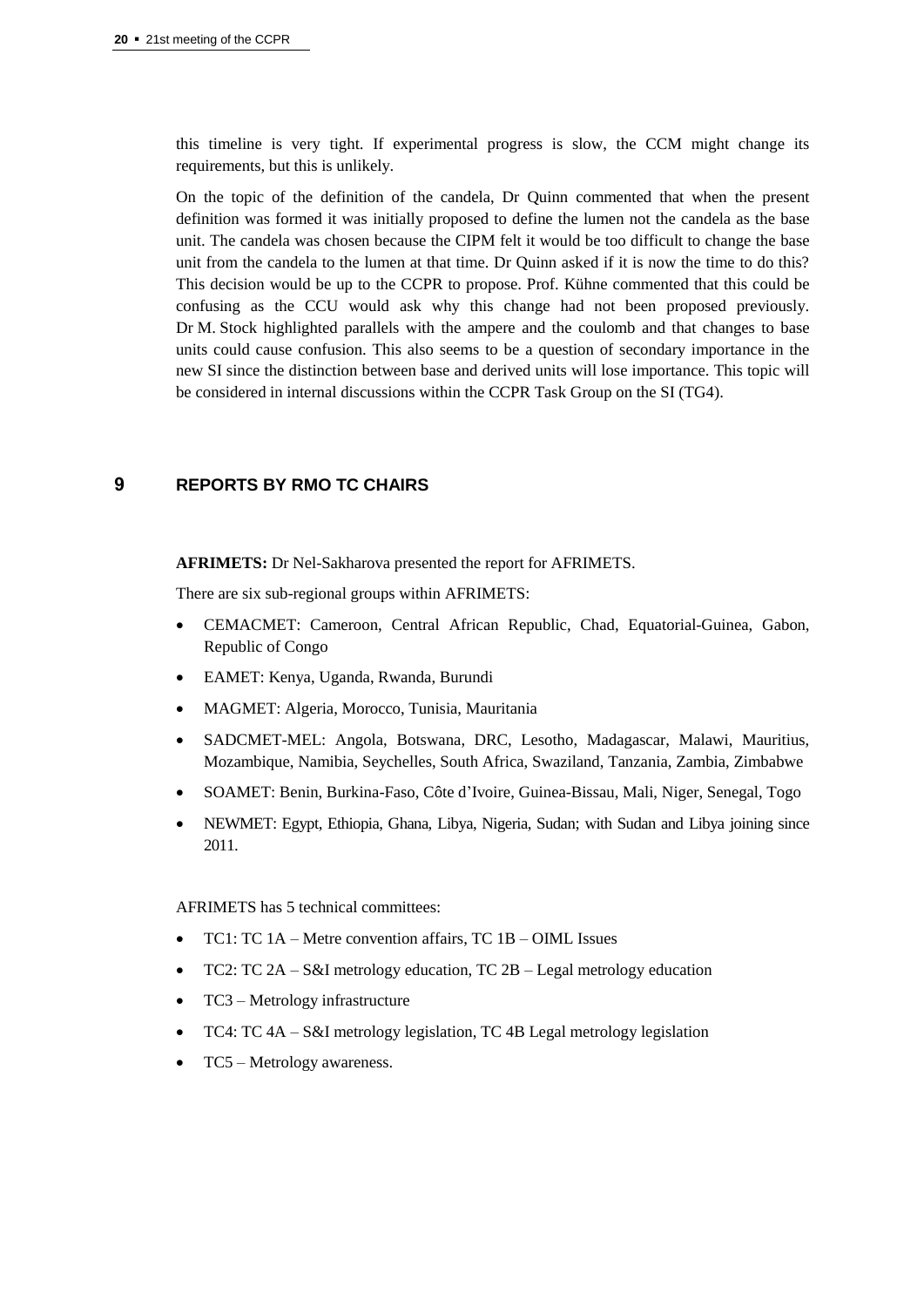this timeline is very tight. If experimental progress is slow, the CCM might change its requirements, but this is unlikely.

On the topic of the definition of the candela, Dr Quinn commented that when the present definition was formed it was initially proposed to define the lumen not the candela as the base unit. The candela was chosen because the CIPM felt it would be too difficult to change the base unit from the candela to the lumen at that time. Dr Quinn asked if it is now the time to do this? This decision would be up to the CCPR to propose. Prof. Kühne commented that this could be confusing as the CCU would ask why this change had not been proposed previously. Dr M. Stock highlighted parallels with the ampere and the coulomb and that changes to base units could cause confusion. This also seems to be a question of secondary importance in the new SI since the distinction between base and derived units will lose importance. This topic will be considered in internal discussions within the CCPR Task Group on the SI (TG4).

## 9 REPORTS BY RMO TC CHAIRS

**AFRIMETS:** Dr Nel-Sakharova presented the report for AFRIMETS.

There are six sub-regional groups within AFRIMETS:

- CEMACMET: Cameroon, Central African Republic, Chad, Equatorial-Guinea, Gabon, Republic of Congo
- EAMET: Kenya, Uganda, Rwanda, Burundi
- MAGMET: Algeria, Morocco, Tunisia, Mauritania
- SADCMET-MEL: Angola, Botswana, DRC, Lesotho, Madagascar, Malawi, Mauritius, Mozambique, Namibia, Seychelles, South Africa, Swaziland, Tanzania, Zambia, Zimbabwe
- SOAMET: Benin, Burkina-Faso, Côte d'Ivoire, Guinea-Bissau, Mali, Niger, Senegal, Togo
- NEWMET: Egypt, Ethiopia, Ghana, Libya, Nigeria, Sudan; with Sudan and Libya joining since 2011.

AFRIMETS has 5 technical committees:

- TC1: TC 1A – Metre convention affairs, TC 1B – OIML Issues
- TC2: TC 2A – S&I metrology education, TC 2B – Legal metrology education
- TC3 – Metrology infrastructure
- TC4: TC 4A – S&I metrology legislation, TC 4B Legal metrology legislation
- TC5 – Metrology awareness.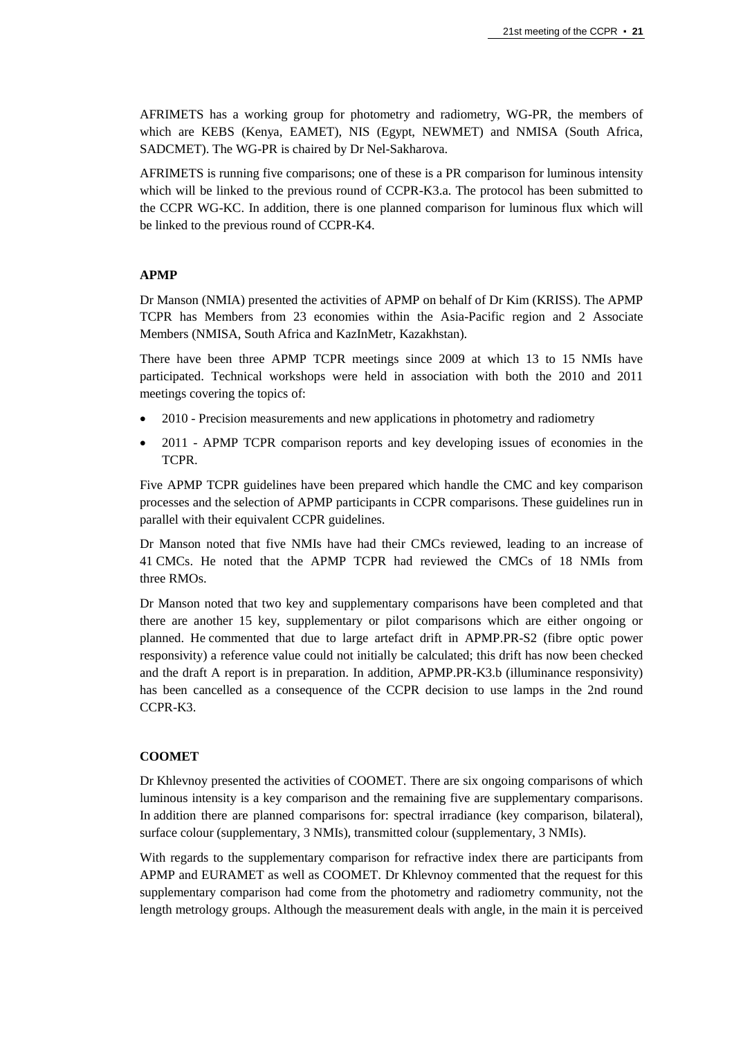AFRIMETS has a working group for photometry and radiometry, WG-PR, the members of which are KEBS (Kenya, EAMET), NIS (Egypt, NEWMET) and NMISA (South Africa, SADCMET). The WG-PR is chaired by Dr Nel-Sakharova.

AFRIMETS is running five comparisons; one of these is a PR comparison for luminous intensity which will be linked to the previous round of CCPR-K3.a. The protocol has been submitted to the CCPR WG-KC. In addition, there is one planned comparison for luminous flux which will be linked to the previous round of CCPR-K4.

**APMP**

Dr Manson (NMIA) presented the activities of APMP on behalf of Dr Kim (KRISS). The APMP TCPR has Members from 23 economies within the Asia-Pacific region and 2 Associate Members (NMISA, South Africa and KazInMetr, Kazakhstan).

There have been three APMP TCPR meetings since 2009 at which 13 to 15 NMIs have participated. Technical workshops were held in association with both the 2010 and 2011 meetings covering the topics of:

- 2010 - Precision measurements and new applications in photometry and radiometry
- 2011 - APMP TCPR comparison reports and key developing issues of economies in the TCPR.

Five APMP TCPR guidelines have been prepared which handle the CMC and key comparison processes and the selection of APMP participants in CCPR comparisons. These guidelines run in parallel with their equivalent CCPR guidelines.

Dr Manson noted that five NMIs have had their CMCs reviewed, leading to an increase of 41 CMCs. He noted that the APMP TCPR had reviewed the CMCs of 18 NMIs from three RMOs.

Dr Manson noted that two key and supplementary comparisons have been completed and that there are another 15 key, supplementary or pilot comparisons which are either ongoing or planned. He commented that due to large artefact drift in APMP.PR-S2 (fibre optic power responsivity) a reference value could not initially be calculated; this drift has now been checked and the draft A report is in preparation. In addition, APMP.PR-K3.b (illuminance responsivity) has been cancelled as a consequence of the CCPR decision to use lamps in the 2nd round CCPR-K3.

**COOMET**

Dr Khlevnoy presented the activities of COOMET. There are six ongoing comparisons of which luminous intensity is a key comparison and the remaining five are supplementary comparisons. In addition there are planned comparisons for: spectral irradiance (key comparison, bilateral), surface colour (supplementary, 3 NMIs), transmitted colour (supplementary, 3 NMIs).

With regards to the supplementary comparison for refractive index there are participants from APMP and EURAMET as well as COOMET. Dr Khlevnoy commented that the request for this supplementary comparison had come from the photometry and radiometry community, not the length metrology groups. Although the measurement deals with angle, in the main it is perceived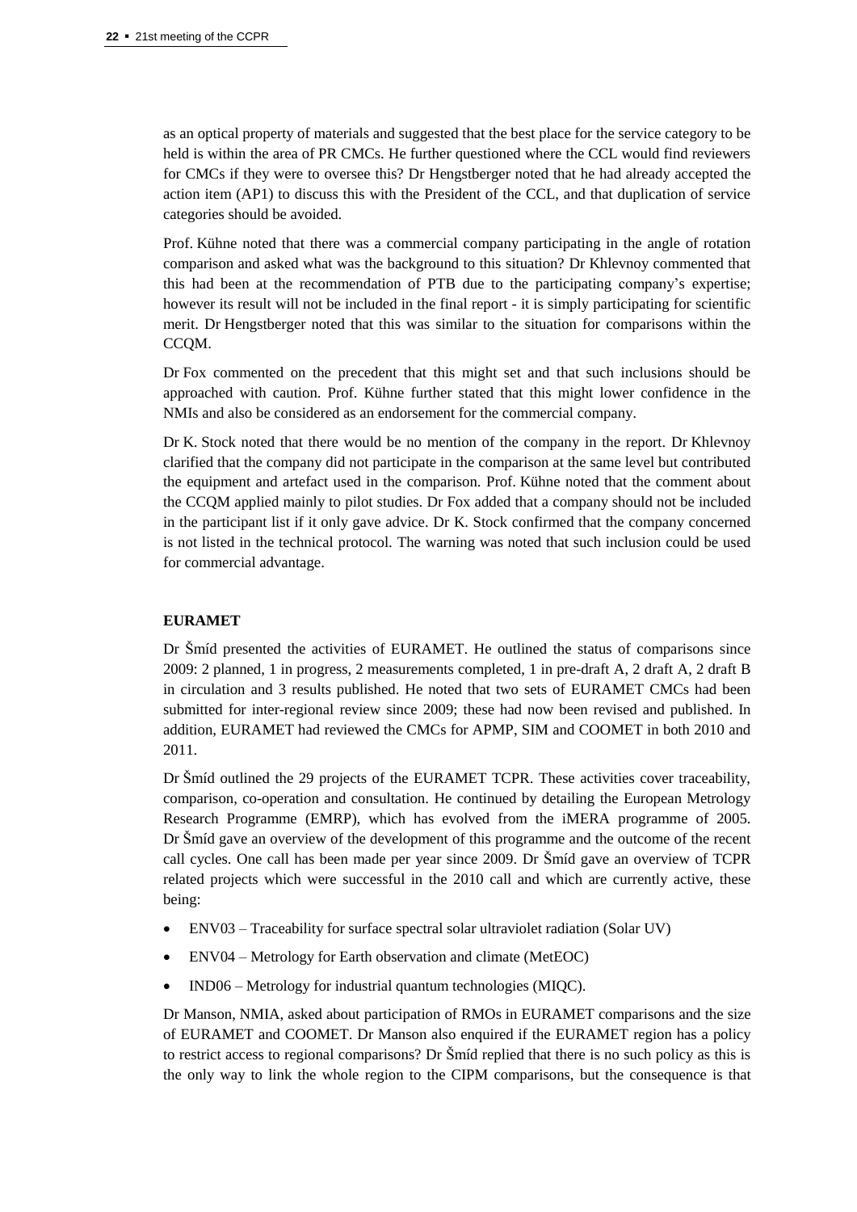as an optical property of materials and suggested that the best place for the service category to be held is within the area of PR CMCs. He further questioned where the CCL would find reviewers for CMCs if they were to oversee this? Dr Hengstberger noted that he had already accepted the action item (AP1) to discuss this with the President of the CCL, and that duplication of service categories should be avoided.

Prof. Kühne noted that there was a commercial company participating in the angle of rotation comparison and asked what was the background to this situation? Dr Khlevnoy commented that this had been at the recommendation of PTB due to the participating company's expertise; however its result will not be included in the final report - it is simply participating for scientific merit. Dr Hengstberger noted that this was similar to the situation for comparisons within the CCQM.

Dr Fox commented on the precedent that this might set and that such inclusions should be approached with caution. Prof. Kühne further stated that this might lower confidence in the NMIs and also be considered as an endorsement for the commercial company.

Dr K. Stock noted that there would be no mention of the company in the report. Dr Khlevnoy clarified that the company did not participate in the comparison at the same level but contributed the equipment and artefact used in the comparison. Prof. Kühne noted that the comment about the CCQM applied mainly to pilot studies. Dr Fox added that a company should not be included in the participant list if it only gave advice. Dr K. Stock confirmed that the company concerned is not listed in the technical protocol. The warning was noted that such inclusion could be used for commercial advantage.

**EURAMET**

Dr Šmíd presented the activities of EURAMET. He outlined the status of comparisons since 2009: 2 planned, 1 in progress, 2 measurements completed, 1 in pre-draft A, 2 draft A, 2 draft B in circulation and 3 results published. He noted that two sets of EURAMET CMCs had been submitted for inter-regional review since 2009; these had now been revised and published. In addition, EURAMET had reviewed the CMCs for APMP, SIM and COOMET in both 2010 and 2011.

Dr Šmíd outlined the 29 projects of the EURAMET TCPR. These activities cover traceability, comparison, co-operation and consultation. He continued by detailing the European Metrology Research Programme (EMRP), which has evolved from the iMERA programme of 2005. Dr Šmíd gave an overview of the development of this programme and the outcome of the recent call cycles. One call has been made per year since 2009. Dr Šmíd gave an overview of TCPR related projects which were successful in the 2010 call and which are currently active, these being:

- ENV03 – Traceability for surface spectral solar ultraviolet radiation (Solar UV)
- ENV04 – Metrology for Earth observation and climate (MetEOC)
- IND06 – Metrology for industrial quantum technologies (MIQC).

Dr Manson, NMIA, asked about participation of RMOs in EURAMET comparisons and the size of EURAMET and COOMET. Dr Manson also enquired if the EURAMET region has a policy to restrict access to regional comparisons? Dr Šmíd replied that there is no such policy as this is the only way to link the whole region to the CIPM comparisons, but the consequence is that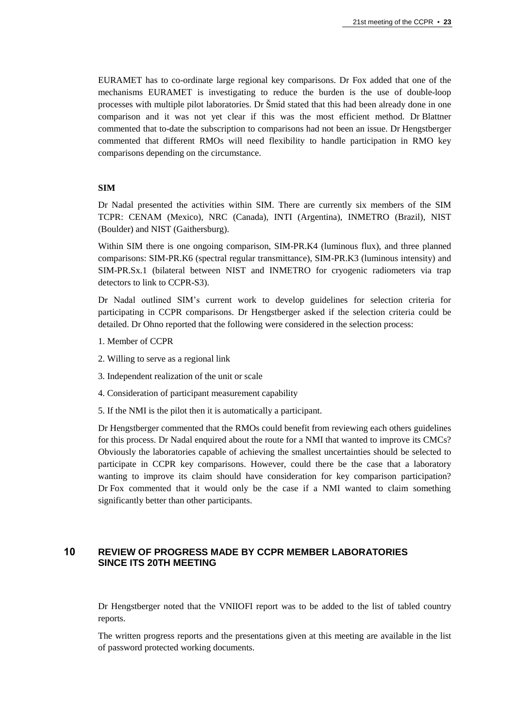EURAMET has to co-ordinate large regional key comparisons. Dr Fox added that one of the mechanisms EURAMET is investigating to reduce the burden is the use of double-loop processes with multiple pilot laboratories. Dr Šmíd stated that this had been already done in one comparison and it was not yet clear if this was the most efficient method. Dr Blattner commented that to-date the subscription to comparisons had not been an issue. Dr Hengstberger commented that different RMOs will need flexibility to handle participation in RMO key comparisons depending on the circumstance.

**SIM**

Dr Nadal presented the activities within SIM. There are currently six members of the SIM TCPR: CENAM (Mexico), NRC (Canada), INTI (Argentina), INMETRO (Brazil), NIST (Boulder) and NIST (Gaithersburg).

Within SIM there is one ongoing comparison, SIM-PR.K4 (luminous flux), and three planned comparisons: SIM-PR.K6 (spectral regular transmittance), SIM-PR.K3 (luminous intensity) and SIM-PR.Sx.1 (bilateral between NIST and INMETRO for cryogenic radiometers via trap detectors to link to CCPR-S3).

Dr Nadal outlined SIM's current work to develop guidelines for selection criteria for participating in CCPR comparisons. Dr Hengstberger asked if the selection criteria could be detailed. Dr Ohno reported that the following were considered in the selection process:

1. Member of CCPR
2. Willing to serve as a regional link
3. Independent realization of the unit or scale
4. Consideration of participant measurement capability
5. If the NMI is the pilot then it is automatically a participant.

Dr Hengstberger commented that the RMOs could benefit from reviewing each others guidelines for this process. Dr Nadal enquired about the route for a NMI that wanted to improve its CMCs? Obviously the laboratories capable of achieving the smallest uncertainties should be selected to participate in CCPR key comparisons. However, could there be the case that a laboratory wanting to improve its claim should have consideration for key comparison participation? Dr Fox commented that it would only be the case if a NMI wanted to claim something significantly better than other participants.

## 10 REVIEW OF PROGRESS MADE BY CCPR MEMBER LABORATORIES SINCE ITS 20TH MEETING

Dr Hengstberger noted that the VNIIOFI report was to be added to the list of tabled country reports.

The written progress reports and the presentations given at this meeting are available in the list of password protected working documents.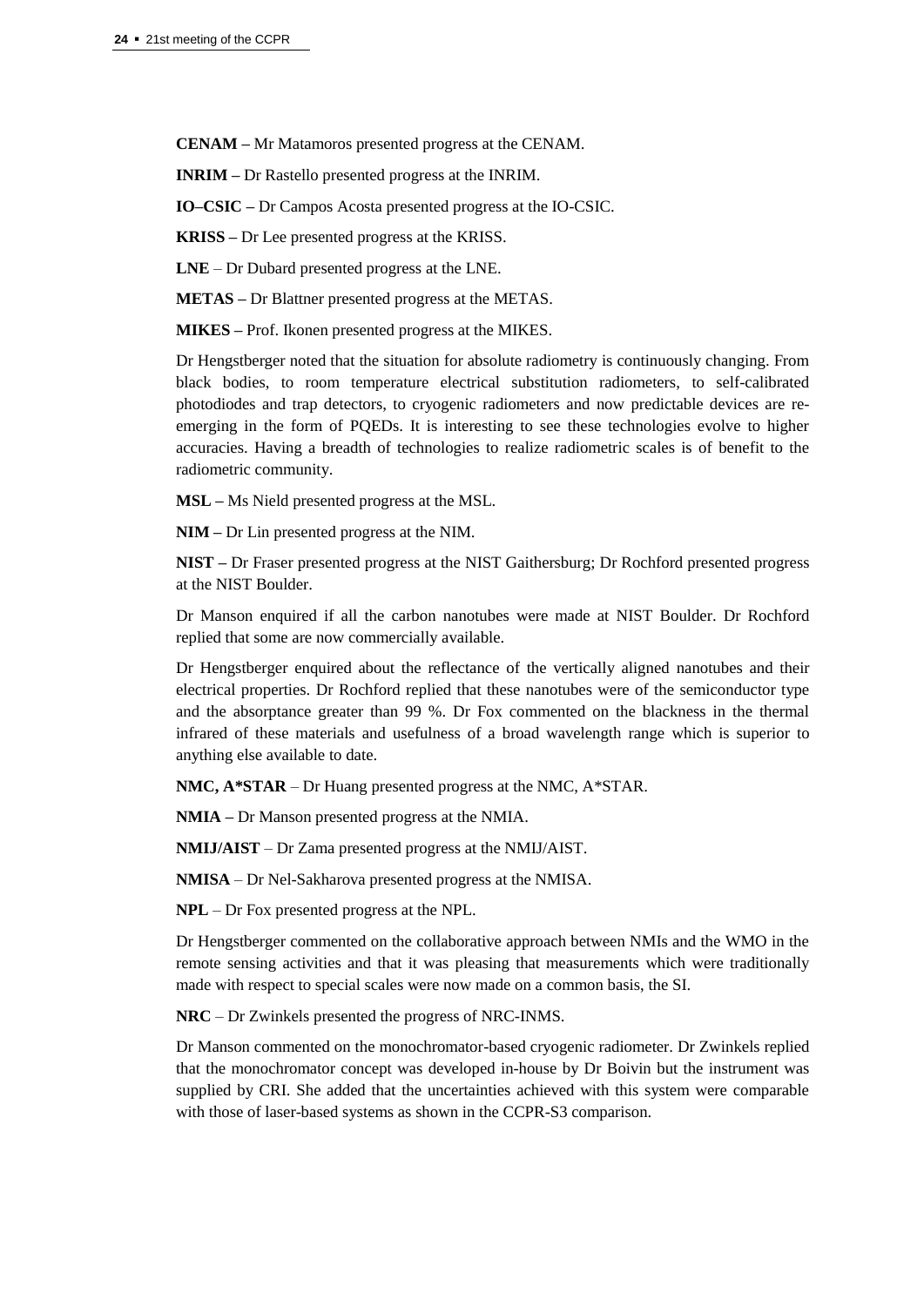**CENAM –** Mr Matamoros presented progress at the CENAM.

**INRIM –** Dr Rastello presented progress at the INRIM.

**IO–CSIC –** Dr Campos Acosta presented progress at the IO-CSIC.

**KRISS –** Dr Lee presented progress at the KRISS.

**LNE** – Dr Dubard presented progress at the LNE.

**METAS –** Dr Blattner presented progress at the METAS.

**MIKES –** Prof. Ikonen presented progress at the MIKES.

Dr Hengstberger noted that the situation for absolute radiometry is continuously changing. From black bodies, to room temperature electrical substitution radiometers, to self-calibrated photodiodes and trap detectors, to cryogenic radiometers and now predictable devices are re-emerging in the form of PQEDs. It is interesting to see these technologies evolve to higher accuracies. Having a breadth of technologies to realize radiometric scales is of benefit to the radiometric community.

**MSL –** Ms Nield presented progress at the MSL.

**NIM –** Dr Lin presented progress at the NIM.

**NIST –** Dr Fraser presented progress at the NIST Gaithersburg; Dr Rochford presented progress at the NIST Boulder.

Dr Manson enquired if all the carbon nanotubes were made at NIST Boulder. Dr Rochford replied that some are now commercially available.

Dr Hengstberger enquired about the reflectance of the vertically aligned nanotubes and their electrical properties. Dr Rochford replied that these nanotubes were of the semiconductor type and the absorptance greater than 99 %. Dr Fox commented on the blackness in the thermal infrared of these materials and usefulness of a broad wavelength range which is superior to anything else available to date.

**NMC, A*STAR** – Dr Huang presented progress at the NMC, A*STAR.

**NMIA –** Dr Manson presented progress at the NMIA.

**NMIJ/AIST** – Dr Zama presented progress at the NMIJ/AIST.

**NMISA** – Dr Nel-Sakharova presented progress at the NMISA.

**NPL** – Dr Fox presented progress at the NPL.

Dr Hengstberger commented on the collaborative approach between NMIs and the WMO in the remote sensing activities and that it was pleasing that measurements which were traditionally made with respect to special scales were now made on a common basis, the SI.

**NRC** – Dr Zwinkels presented the progress of NRC-INMS.

Dr Manson commented on the monochromator-based cryogenic radiometer. Dr Zwinkels replied that the monochromator concept was developed in-house by Dr Boivin but the instrument was supplied by CRI. She added that the uncertainties achieved with this system were comparable with those of laser-based systems as shown in the CCPR-S3 comparison.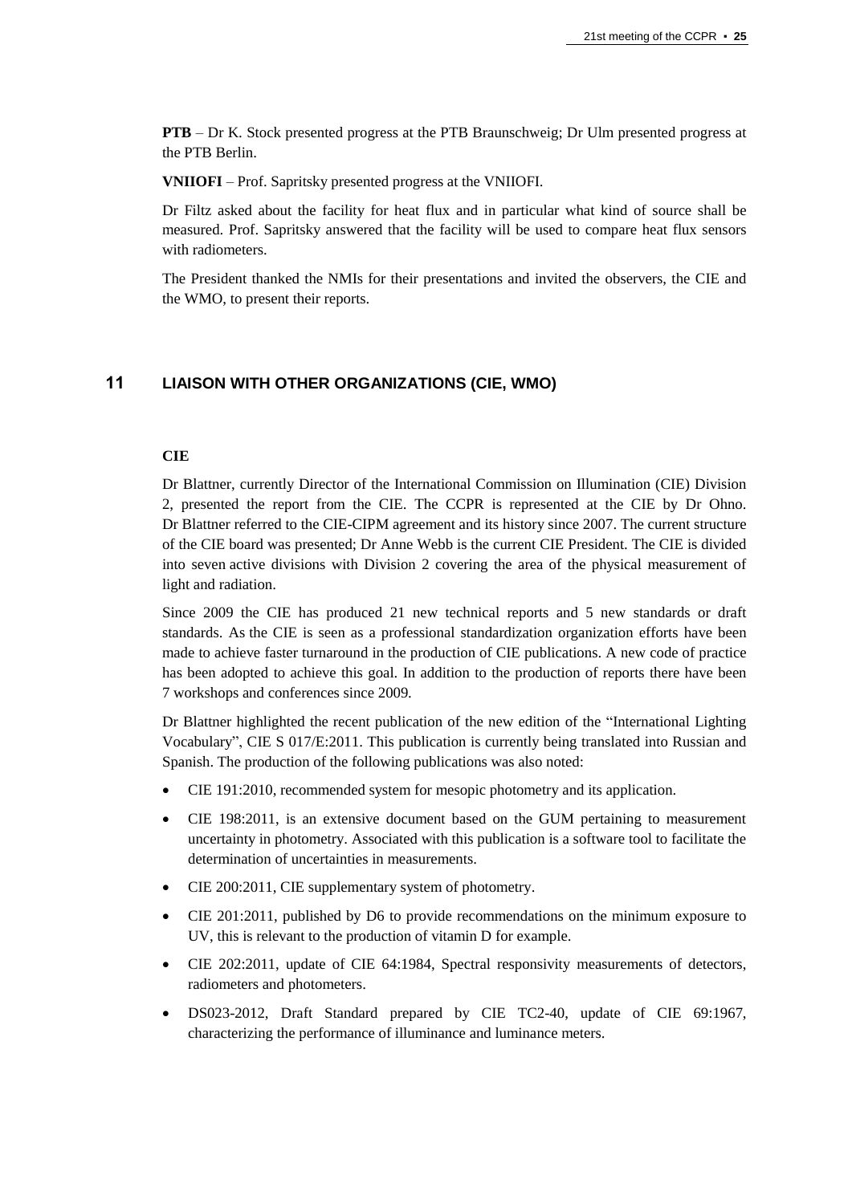**PTB** – Dr K. Stock presented progress at the PTB Braunschweig; Dr Ulm presented progress at the PTB Berlin.

**VNIIOFI** – Prof. Sapritsky presented progress at the VNIIOFI.

Dr Filtz asked about the facility for heat flux and in particular what kind of source shall be measured. Prof. Sapritsky answered that the facility will be used to compare heat flux sensors with radiometers.

The President thanked the NMIs for their presentations and invited the observers, the CIE and the WMO, to present their reports.

## 11 LIAISON WITH OTHER ORGANIZATIONS (CIE, WMO)

### CIE

Dr Blattner, currently Director of the International Commission on Illumination (CIE) Division 2, presented the report from the CIE. The CCPR is represented at the CIE by Dr Ohno. Dr Blattner referred to the CIE-CIPM agreement and its history since 2007. The current structure of the CIE board was presented; Dr Anne Webb is the current CIE President. The CIE is divided into seven active divisions with Division 2 covering the area of the physical measurement of light and radiation.

Since 2009 the CIE has produced 21 new technical reports and 5 new standards or draft standards. As the CIE is seen as a professional standardization organization efforts have been made to achieve faster turnaround in the production of CIE publications. A new code of practice has been adopted to achieve this goal. In addition to the production of reports there have been 7 workshops and conferences since 2009.

Dr Blattner highlighted the recent publication of the new edition of the "International Lighting Vocabulary", CIE S 017/E:2011. This publication is currently being translated into Russian and Spanish. The production of the following publications was also noted:

- CIE 191:2010, recommended system for mesopic photometry and its application.
- CIE 198:2011, is an extensive document based on the GUM pertaining to measurement uncertainty in photometry. Associated with this publication is a software tool to facilitate the determination of uncertainties in measurements.
- CIE 200:2011, CIE supplementary system of photometry.
- CIE 201:2011, published by D6 to provide recommendations on the minimum exposure to UV, this is relevant to the production of vitamin D for example.
- CIE 202:2011, update of CIE 64:1984, Spectral responsivity measurements of detectors, radiometers and photometers.
- DS023-2012, Draft Standard prepared by CIE TC2-40, update of CIE 69:1967, characterizing the performance of illuminance and luminance meters.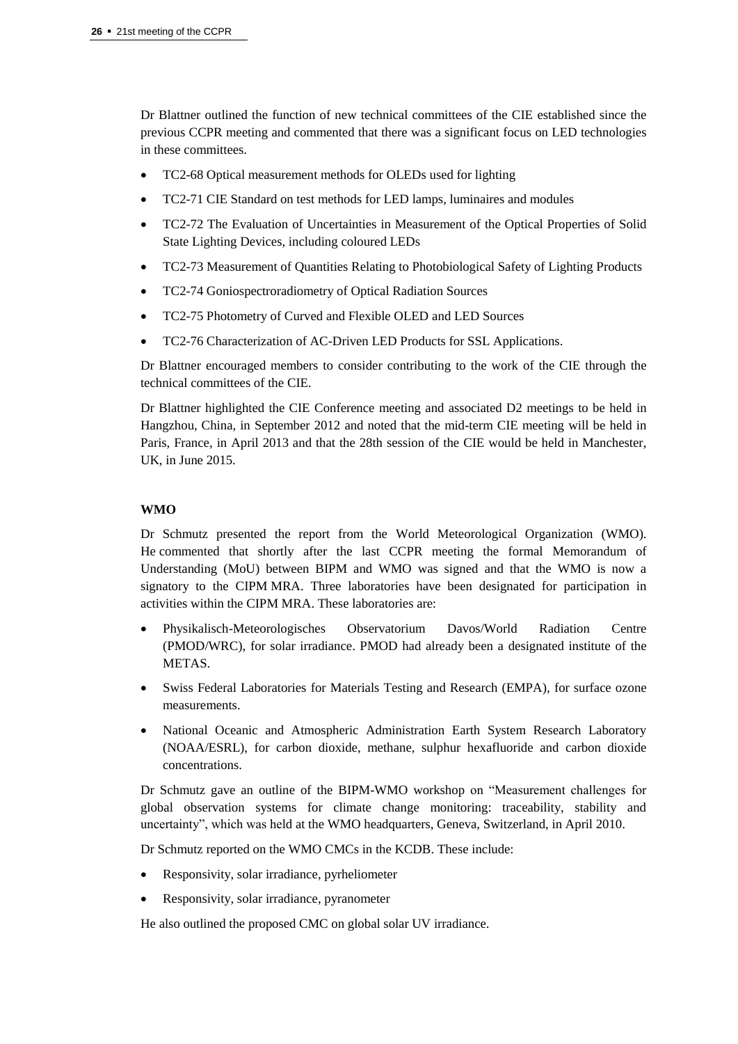Dr Blattner outlined the function of new technical committees of the CIE established since the previous CCPR meeting and commented that there was a significant focus on LED technologies in these committees.

- TC2-68 Optical measurement methods for OLEDs used for lighting
- TC2-71 CIE Standard on test methods for LED lamps, luminaires and modules
- TC2-72 The Evaluation of Uncertainties in Measurement of the Optical Properties of Solid State Lighting Devices, including coloured LEDs
- TC2-73 Measurement of Quantities Relating to Photobiological Safety of Lighting Products
- TC2-74 Goniospectroradiometry of Optical Radiation Sources
- TC2-75 Photometry of Curved and Flexible OLED and LED Sources
- TC2-76 Characterization of AC-Driven LED Products for SSL Applications.

Dr Blattner encouraged members to consider contributing to the work of the CIE through the technical committees of the CIE.

Dr Blattner highlighted the CIE Conference meeting and associated D2 meetings to be held in Hangzhou, China, in September 2012 and noted that the mid-term CIE meeting will be held in Paris, France, in April 2013 and that the 28th session of the CIE would be held in Manchester, UK, in June 2015.

**WMO**

Dr Schmutz presented the report from the World Meteorological Organization (WMO). He commented that shortly after the last CCPR meeting the formal Memorandum of Understanding (MoU) between BIPM and WMO was signed and that the WMO is now a signatory to the CIPM MRA. Three laboratories have been designated for participation in activities within the CIPM MRA. These laboratories are:

- Physikalisch-Meteorologisches Observatorium Davos/World Radiation Centre (PMOD/WRC), for solar irradiance. PMOD had already been a designated institute of the METAS.
- Swiss Federal Laboratories for Materials Testing and Research (EMPA), for surface ozone measurements.
- National Oceanic and Atmospheric Administration Earth System Research Laboratory (NOAA/ESRL), for carbon dioxide, methane, sulphur hexafluoride and carbon dioxide concentrations.

Dr Schmutz gave an outline of the BIPM-WMO workshop on "Measurement challenges for global observation systems for climate change monitoring: traceability, stability and uncertainty", which was held at the WMO headquarters, Geneva, Switzerland, in April 2010.

Dr Schmutz reported on the WMO CMCs in the KCDB. These include:

- Responsivity, solar irradiance, pyrheliometer
- Responsivity, solar irradiance, pyranometer

He also outlined the proposed CMC on global solar UV irradiance.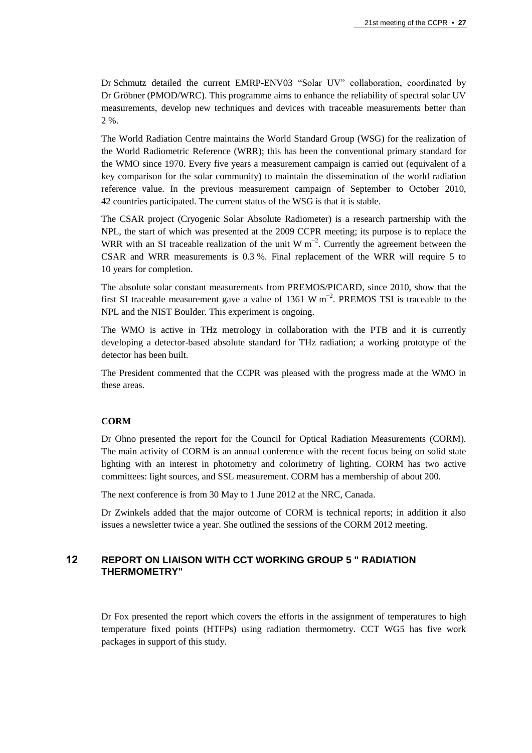Dr Schmutz detailed the current EMRP-ENV03 "Solar UV" collaboration, coordinated by Dr Gröbner (PMOD/WRC). This programme aims to enhance the reliability of spectral solar UV measurements, develop new techniques and devices with traceable measurements better than 2 %.

The World Radiation Centre maintains the World Standard Group (WSG) for the realization of the World Radiometric Reference (WRR); this has been the conventional primary standard for the WMO since 1970. Every five years a measurement campaign is carried out (equivalent of a key comparison for the solar community) to maintain the dissemination of the world radiation reference value. In the previous measurement campaign of September to October 2010, 42 countries participated. The current status of the WSG is that it is stable.

The CSAR project (Cryogenic Solar Absolute Radiometer) is a research partnership with the NPL, the start of which was presented at the 2009 CCPR meeting; its purpose is to replace the WRR with an SI traceable realization of the unit W $m^{-2}$. Currently the agreement between the CSAR and WRR measurements is 0.3 %. Final replacement of the WRR will require 5 to 10 years for completion.

The absolute solar constant measurements from PREMOS/PICARD, since 2010, show that the first SI traceable measurement gave a value of 1361 W $m^{-2}$. PREMOS TSI is traceable to the NPL and the NIST Boulder. This experiment is ongoing.

The WMO is active in THz metrology in collaboration with the PTB and it is currently developing a detector-based absolute standard for THz radiation; a working prototype of the detector has been built.

The President commented that the CCPR was pleased with the progress made at the WMO in these areas.

**CORM**

Dr Ohno presented the report for the Council for Optical Radiation Measurements (CORM). The main activity of CORM is an annual conference with the recent focus being on solid state lighting with an interest in photometry and colorimetry of lighting. CORM has two active committees: light sources, and SSL measurement. CORM has a membership of about 200.

The next conference is from 30 May to 1 June 2012 at the NRC, Canada.

Dr Zwinkels added that the major outcome of CORM is technical reports; in addition it also issues a newsletter twice a year. She outlined the sessions of the CORM 2012 meeting.

## 12 REPORT ON LIAISON WITH CCT WORKING GROUP 5 " RADIATION THERMOMETRY"

Dr Fox presented the report which covers the efforts in the assignment of temperatures to high temperature fixed points (HTFPs) using radiation thermometry. CCT WG5 has five work packages in support of this study.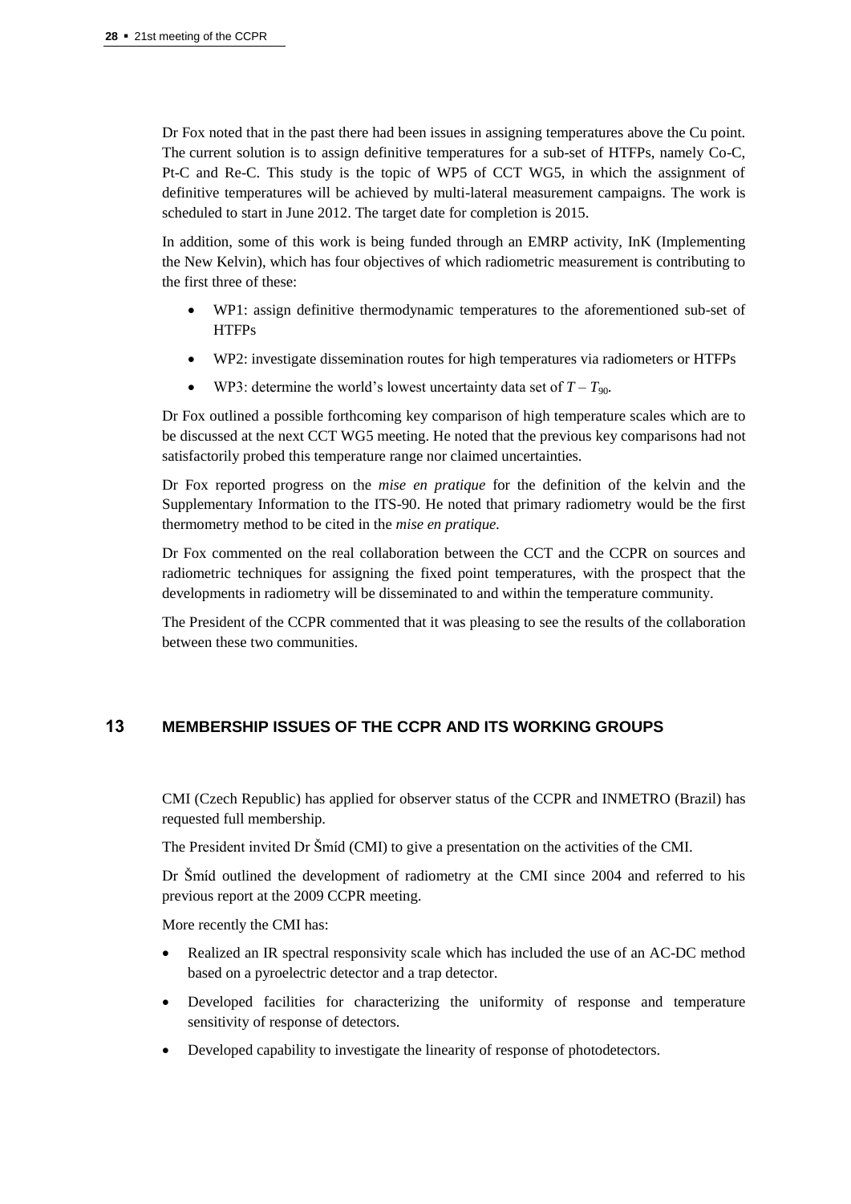Dr Fox noted that in the past there had been issues in assigning temperatures above the Cu point. The current solution is to assign definitive temperatures for a sub-set of HTFPs, namely Co-C, Pt-C and Re-C. This study is the topic of WP5 of CCT WG5, in which the assignment of definitive temperatures will be achieved by multi-lateral measurement campaigns. The work is scheduled to start in June 2012. The target date for completion is 2015.

In addition, some of this work is being funded through an EMRP activity, InK (Implementing the New Kelvin), which has four objectives of which radiometric measurement is contributing to the first three of these:

- WP1: assign definitive thermodynamic temperatures to the aforementioned sub-set of HTFPs
- WP2: investigate dissemination routes for high temperatures via radiometers or HTFPs
- WP3: determine the world's lowest uncertainty data set of $T - T_{90}$.

Dr Fox outlined a possible forthcoming key comparison of high temperature scales which are to be discussed at the next CCT WG5 meeting. He noted that the previous key comparisons had not satisfactorily probed this temperature range nor claimed uncertainties.

Dr Fox reported progress on the *mise en pratique* for the definition of the kelvin and the Supplementary Information to the ITS-90. He noted that primary radiometry would be the first thermometry method to be cited in the *mise en pratique*.

Dr Fox commented on the real collaboration between the CCT and the CCPR on sources and radiometric techniques for assigning the fixed point temperatures, with the prospect that the developments in radiometry will be disseminated to and within the temperature community.

The President of the CCPR commented that it was pleasing to see the results of the collaboration between these two communities.

## 13 MEMBERSHIP ISSUES OF THE CCPR AND ITS WORKING GROUPS

CMI (Czech Republic) has applied for observer status of the CCPR and INMETRO (Brazil) has requested full membership.

The President invited Dr Šmíd (CMI) to give a presentation on the activities of the CMI.

Dr Šmíd outlined the development of radiometry at the CMI since 2004 and referred to his previous report at the 2009 CCPR meeting.

More recently the CMI has:

- Realized an IR spectral responsivity scale which has included the use of an AC-DC method based on a pyroelectric detector and a trap detector.
- Developed facilities for characterizing the uniformity of response and temperature sensitivity of response of detectors.
- Developed capability to investigate the linearity of response of photodetectors.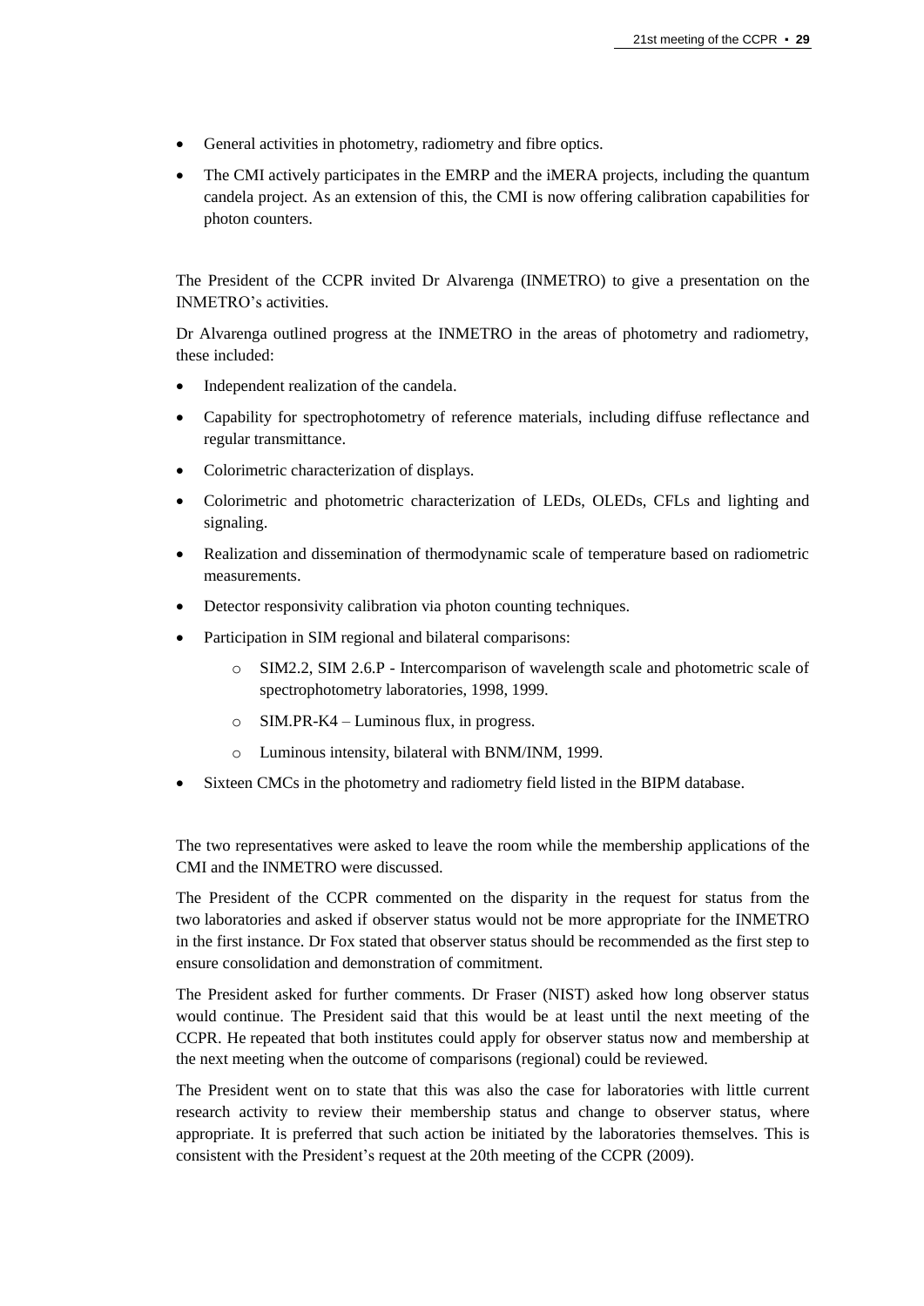- General activities in photometry, radiometry and fibre optics.
- The CMI actively participates in the EMRP and the iMERA projects, including the quantum candela project. As an extension of this, the CMI is now offering calibration capabilities for photon counters.

The President of the CCPR invited Dr Alvarenga (INMETRO) to give a presentation on the INMETRO's activities.

Dr Alvarenga outlined progress at the INMETRO in the areas of photometry and radiometry, these included:

- Independent realization of the candela.
- Capability for spectrophotometry of reference materials, including diffuse reflectance and regular transmittance.
- Colorimetric characterization of displays.
- Colorimetric and photometric characterization of LEDs, OLEDs, CFLs and lighting and signaling.
- Realization and dissemination of thermodynamic scale of temperature based on radiometric measurements.
- Detector responsivity calibration via photon counting techniques.
- Participation in SIM regional and bilateral comparisons:
  - SIM2.2, SIM 2.6.P - Intercomparison of wavelength scale and photometric scale of spectrophotometry laboratories, 1998, 1999.
  - SIM.PR-K4 – Luminous flux, in progress.
  - Luminous intensity, bilateral with BNM/INM, 1999.
- Sixteen CMCs in the photometry and radiometry field listed in the BIPM database.

The two representatives were asked to leave the room while the membership applications of the CMI and the INMETRO were discussed.

The President of the CCPR commented on the disparity in the request for status from the two laboratories and asked if observer status would not be more appropriate for the INMETRO in the first instance. Dr Fox stated that observer status should be recommended as the first step to ensure consolidation and demonstration of commitment.

The President asked for further comments. Dr Fraser (NIST) asked how long observer status would continue. The President said that this would be at least until the next meeting of the CCPR. He repeated that both institutes could apply for observer status now and membership at the next meeting when the outcome of comparisons (regional) could be reviewed.

The President went on to state that this was also the case for laboratories with little current research activity to review their membership status and change to observer status, where appropriate. It is preferred that such action be initiated by the laboratories themselves. This is consistent with the President's request at the 20th meeting of the CCPR (2009).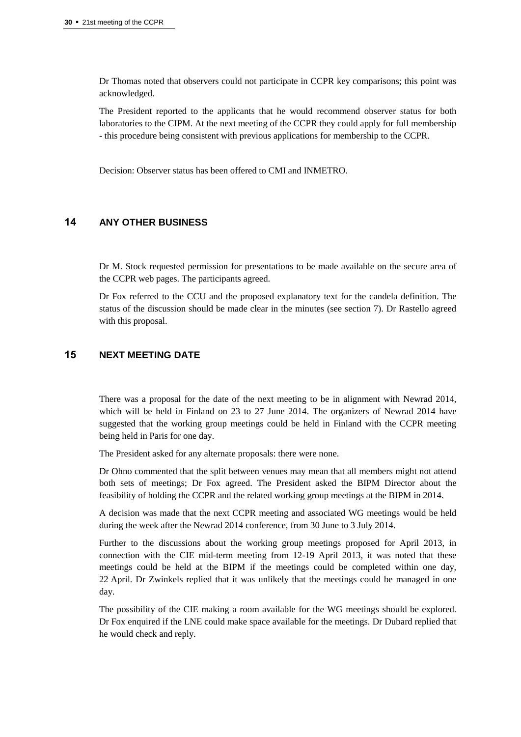Dr Thomas noted that observers could not participate in CCPR key comparisons; this point was acknowledged.

The President reported to the applicants that he would recommend observer status for both laboratories to the CIPM. At the next meeting of the CCPR they could apply for full membership - this procedure being consistent with previous applications for membership to the CCPR.

Decision: Observer status has been offered to CMI and INMETRO.

## 14 ANY OTHER BUSINESS

Dr M. Stock requested permission for presentations to be made available on the secure area of the CCPR web pages. The participants agreed.

Dr Fox referred to the CCU and the proposed explanatory text for the candela definition. The status of the discussion should be made clear in the minutes (see section 7). Dr Rastello agreed with this proposal.

## 15 NEXT MEETING DATE

There was a proposal for the date of the next meeting to be in alignment with Newrad 2014, which will be held in Finland on 23 to 27 June 2014. The organizers of Newrad 2014 have suggested that the working group meetings could be held in Finland with the CCPR meeting being held in Paris for one day.

The President asked for any alternate proposals: there were none.

Dr Ohno commented that the split between venues may mean that all members might not attend both sets of meetings; Dr Fox agreed. The President asked the BIPM Director about the feasibility of holding the CCPR and the related working group meetings at the BIPM in 2014.

A decision was made that the next CCPR meeting and associated WG meetings would be held during the week after the Newrad 2014 conference, from 30 June to 3 July 2014.

Further to the discussions about the working group meetings proposed for April 2013, in connection with the CIE mid-term meeting from 12-19 April 2013, it was noted that these meetings could be held at the BIPM if the meetings could be completed within one day, 22 April. Dr Zwinkels replied that it was unlikely that the meetings could be managed in one day.

The possibility of the CIE making a room available for the WG meetings should be explored. Dr Fox enquired if the LNE could make space available for the meetings. Dr Dubard replied that he would check and reply.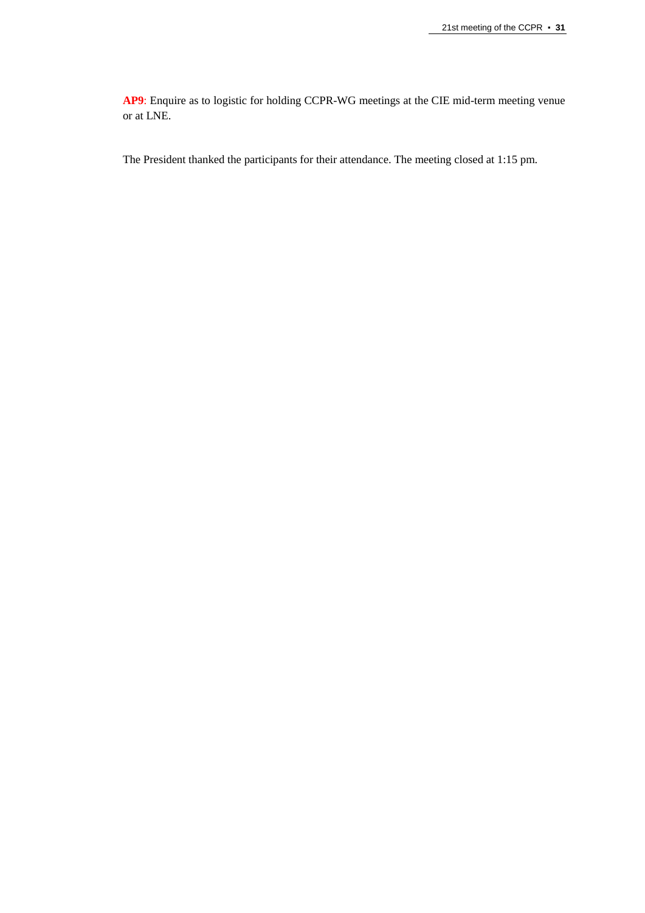**AP9**: Enquire as to logistic for holding CCPR-WG meetings at the CIE mid-term meeting venue or at LNE.

The President thanked the participants for their attendance. The meeting closed at 1:15 pm.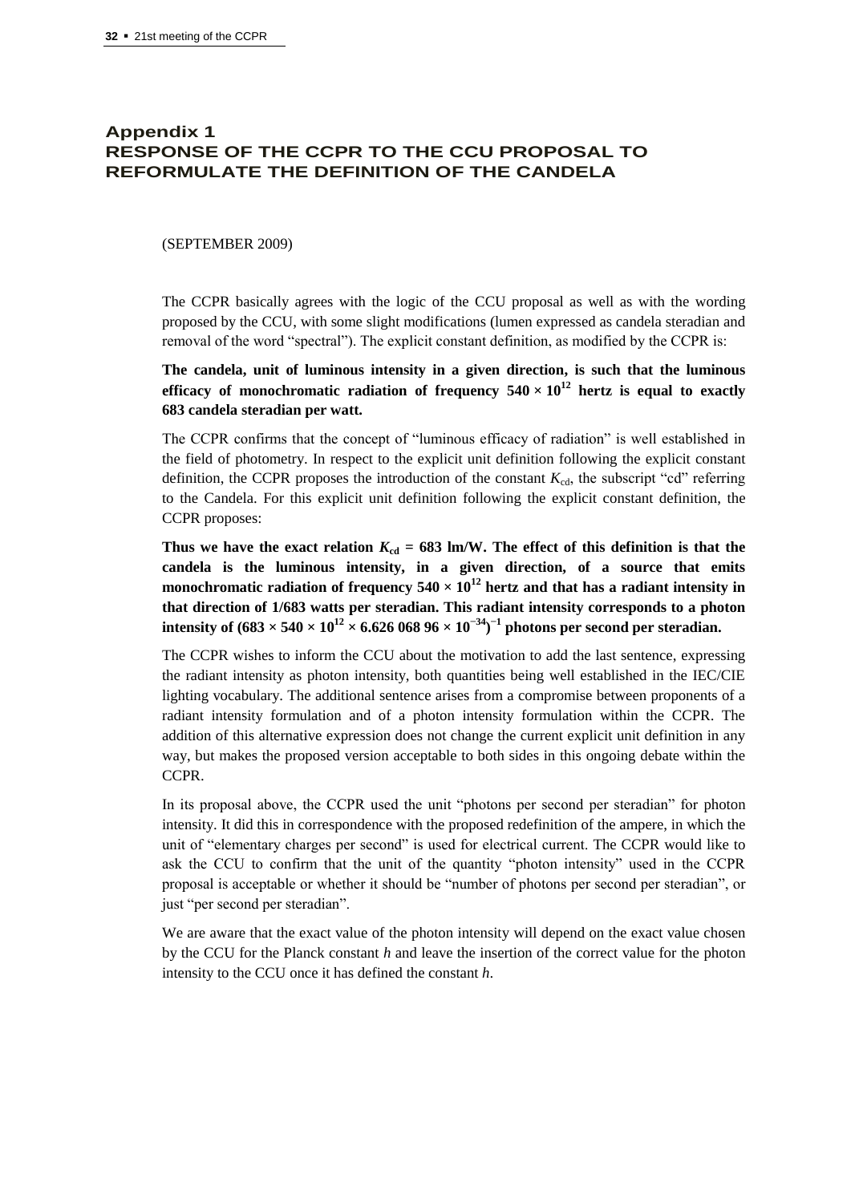# Appendix 1
# RESPONSE OF THE CCPR TO THE CCU PROPOSAL TO REFORMULATE THE DEFINITION OF THE CANDELA

(SEPTEMBER 2009)

The CCPR basically agrees with the logic of the CCU proposal as well as with the wording proposed by the CCU, with some slight modifications (lumen expressed as candela steradian and removal of the word "spectral"). The explicit constant definition, as modified by the CCPR is:

**The candela, unit of luminous intensity in a given direction, is such that the luminous efficacy of monochromatic radiation of frequency $540 \times 10^{12}$ hertz is equal to exactly 683 candela steradian per watt.**

The CCPR confirms that the concept of "luminous efficacy of radiation" is well established in the field of photometry. In respect to the explicit unit definition following the explicit constant definition, the CCPR proposes the introduction of the constant $K_{cd}$, the subscript "cd" referring to the Candela. For this explicit unit definition following the explicit constant definition, the CCPR proposes:

**Thus we have the exact relation $K_{cd} = 683$ lm/W. The effect of this definition is that the candela is the luminous intensity, in a given direction, of a source that emits monochromatic radiation of frequency $540 \times 10^{12}$ hertz and that has a radiant intensity in that direction of 1/683 watts per steradian. This radiant intensity corresponds to a photon intensity of $(683 \times 540 \times 10^{12} \times 6.626\,068\,96 \times 10^{-34})^{-1}$ photons per second per steradian.**

The CCPR wishes to inform the CCU about the motivation to add the last sentence, expressing the radiant intensity as photon intensity, both quantities being well established in the IEC/CIE lighting vocabulary. The additional sentence arises from a compromise between proponents of a radiant intensity formulation and of a photon intensity formulation within the CCPR. The addition of this alternative expression does not change the current explicit unit definition in any way, but makes the proposed version acceptable to both sides in this ongoing debate within the CCPR.

In its proposal above, the CCPR used the unit "photons per second per steradian" for photon intensity. It did this in correspondence with the proposed redefinition of the ampere, in which the unit of "elementary charges per second" is used for electrical current. The CCPR would like to ask the CCU to confirm that the unit of the quantity "photon intensity" used in the CCPR proposal is acceptable or whether it should be "number of photons per second per steradian", or just "per second per steradian".

We are aware that the exact value of the photon intensity will depend on the exact value chosen by the CCU for the Planck constant $h$ and leave the insertion of the correct value for the photon intensity to the CCU once it has defined the constant $h$.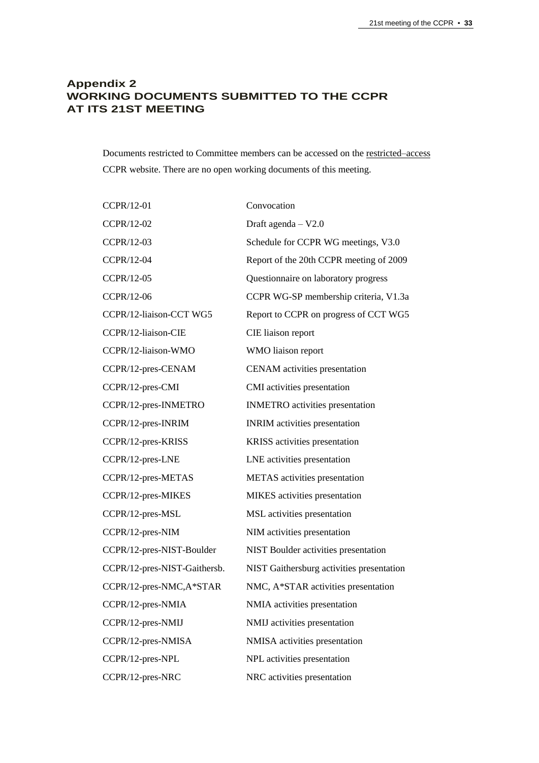## Appendix 2
## WORKING DOCUMENTS SUBMITTED TO THE CCPR AT ITS 21ST MEETING

Documents restricted to Committee members can be accessed on the restricted–access CCPR website. There are no open working documents of this meeting.

| | |
|---|---|
| CCPR/12-01 | Convocation |
| CCPR/12-02 | Draft agenda – V2.0 |
| CCPR/12-03 | Schedule for CCPR WG meetings, V3.0 |
| CCPR/12-04 | Report of the 20th CCPR meeting of 2009 |
| CCPR/12-05 | Questionnaire on laboratory progress |
| CCPR/12-06 | CCPR WG-SP membership criteria, V1.3a |
| CCPR/12-liaison-CCT WG5 | Report to CCPR on progress of CCT WG5 |
| CCPR/12-liaison-CIE | CIE liaison report |
| CCPR/12-liaison-WMO | WMO liaison report |
| CCPR/12-pres-CENAM | CENAM activities presentation |
| CCPR/12-pres-CMI | CMI activities presentation |
| CCPR/12-pres-INMETRO | INMETRO activities presentation |
| CCPR/12-pres-INRIM | INRIM activities presentation |
| CCPR/12-pres-KRISS | KRISS activities presentation |
| CCPR/12-pres-LNE | LNE activities presentation |
| CCPR/12-pres-METAS | METAS activities presentation |
| CCPR/12-pres-MIKES | MIKES activities presentation |
| CCPR/12-pres-MSL | MSL activities presentation |
| CCPR/12-pres-NIM | NIM activities presentation |
| CCPR/12-pres-NIST-Boulder | NIST Boulder activities presentation |
| CCPR/12-pres-NIST-Gaithersb. | NIST Gaithersburg activities presentation |
| CCPR/12-pres-NMC,A*STAR | NMC, A*STAR activities presentation |
| CCPR/12-pres-NMIA | NMIA activities presentation |
| CCPR/12-pres-NMIJ | NMIJ activities presentation |
| CCPR/12-pres-NMISA | NMISA activities presentation |
| CCPR/12-pres-NPL | NPL activities presentation |
| CCPR/12-pres-NRC | NRC activities presentation |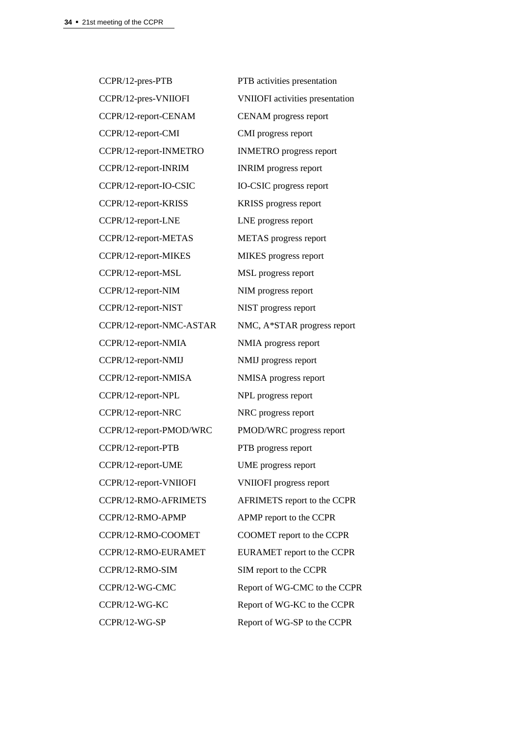| | |
|---|---|
| CCPR/12-pres-PTB | PTB activities presentation |
| CCPR/12-pres-VNIIOFI | VNIIOFI activities presentation |
| CCPR/12-report-CENAM | CENAM progress report |
| CCPR/12-report-CMI | CMI progress report |
| CCPR/12-report-INMETRO | INMETRO progress report |
| CCPR/12-report-INRIM | INRIM progress report |
| CCPR/12-report-IO-CSIC | IO-CSIC progress report |
| CCPR/12-report-KRISS | KRISS progress report |
| CCPR/12-report-LNE | LNE progress report |
| CCPR/12-report-METAS | METAS progress report |
| CCPR/12-report-MIKES | MIKES progress report |
| CCPR/12-report-MSL | MSL progress report |
| CCPR/12-report-NIM | NIM progress report |
| CCPR/12-report-NIST | NIST progress report |
| CCPR/12-report-NMC-ASTAR | NMC, A*STAR progress report |
| CCPR/12-report-NMIA | NMIA progress report |
| CCPR/12-report-NMIJ | NMIJ progress report |
| CCPR/12-report-NMISA | NMISA progress report |
| CCPR/12-report-NPL | NPL progress report |
| CCPR/12-report-NRC | NRC progress report |
| CCPR/12-report-PMOD/WRC | PMOD/WRC progress report |
| CCPR/12-report-PTB | PTB progress report |
| CCPR/12-report-UME | UME progress report |
| CCPR/12-report-VNIIOFI | VNIIOFI progress report |
| CCPR/12-RMO-AFRIMETS | AFRIMETS report to the CCPR |
| CCPR/12-RMO-APMP | APMP report to the CCPR |
| CCPR/12-RMO-COOMET | COOMET report to the CCPR |
| CCPR/12-RMO-EURAMET | EURAMET report to the CCPR |
| CCPR/12-RMO-SIM | SIM report to the CCPR |
| CCPR/12-WG-CMC | Report of WG-CMC to the CCPR |
| CCPR/12-WG-KC | Report of WG-KC to the CCPR |
| CCPR/12-WG-SP | Report of WG-SP to the CCPR |